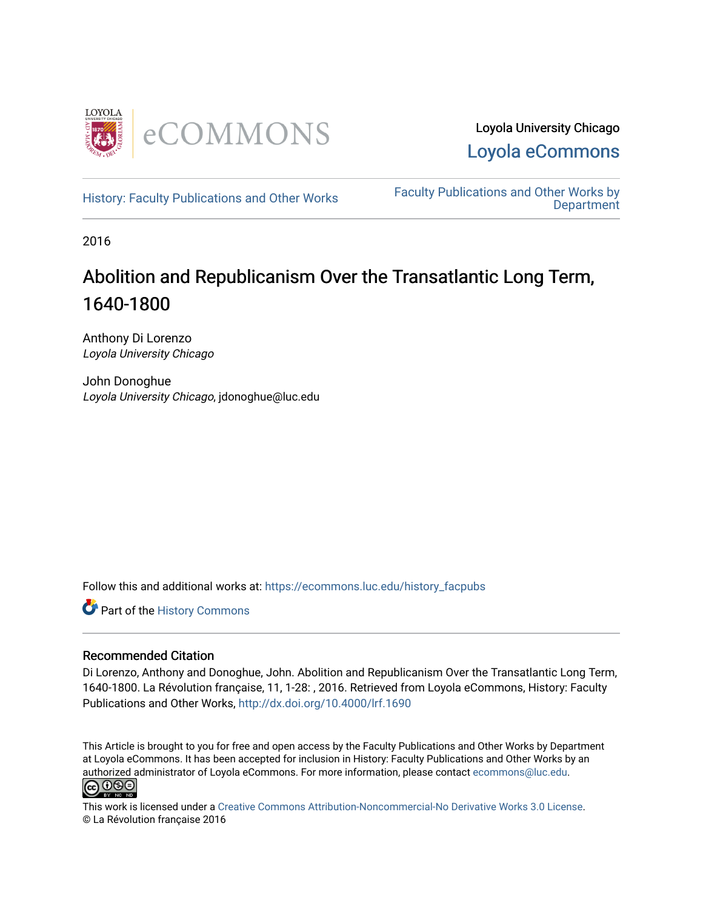Loyola University Chicago

Loyola eCommons

History: Faculty Publications and Other Works

Faculty Publications and Other Works by Department

2016

# Abolition and Republicanism Over the Transatlantic Long Term, 1640-1800

Anthony Di Lorenzo
*Loyola University Chicago*

John Donoghue
*Loyola University Chicago*, jdonoghue@luc.edu

Follow this and additional works at: https://ecommons.luc.edu/history_facpubs

Part of the History Commons

### Recommended Citation

Di Lorenzo, Anthony and Donoghue, John. Abolition and Republicanism Over the Transatlantic Long Term, 1640-1800. La Révolution française, 11, 1-28: , 2016. Retrieved from Loyola eCommons, History: Faculty Publications and Other Works, http://dx.doi.org/10.4000/lrf.1690

This Article is brought to you for free and open access by the Faculty Publications and Other Works by Department at Loyola eCommons. It has been accepted for inclusion in History: Faculty Publications and Other Works by an authorized administrator of Loyola eCommons. For more information, please contact ecommons@luc.edu.

This work is licensed under a Creative Commons Attribution-Noncommercial-No Derivative Works 3.0 License.
© La Révolution française 2016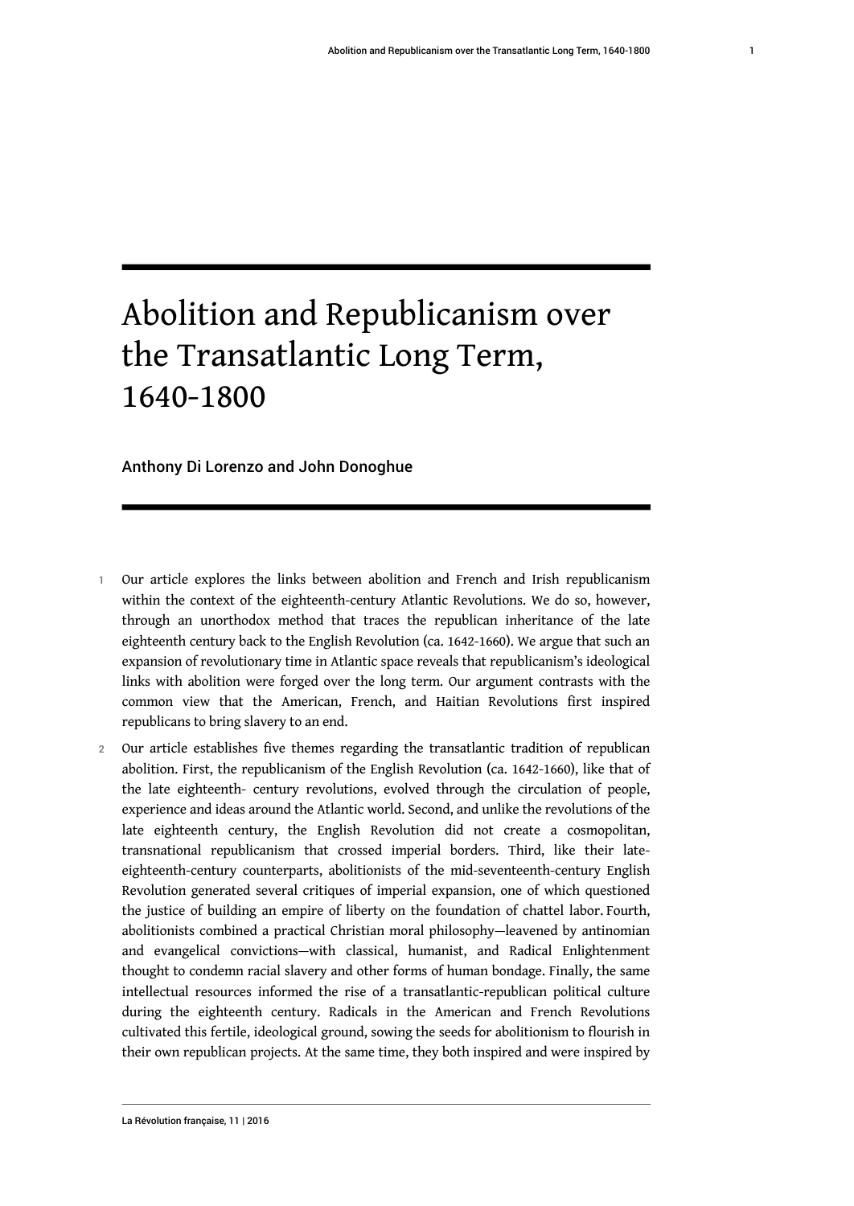# Abolition and Republicanism over the Transatlantic Long Term, 1640-1800

Anthony Di Lorenzo and John Donoghue

1 Our article explores the links between abolition and French and Irish republicanism within the context of the eighteenth-century Atlantic Revolutions. We do so, however, through an unorthodox method that traces the republican inheritance of the late eighteenth century back to the English Revolution (ca. 1642-1660). We argue that such an expansion of revolutionary time in Atlantic space reveals that republicanism's ideological links with abolition were forged over the long term. Our argument contrasts with the common view that the American, French, and Haitian Revolutions first inspired republicans to bring slavery to an end.

2 Our article establishes five themes regarding the transatlantic tradition of republican abolition. First, the republicanism of the English Revolution (ca. 1642-1660), like that of the late eighteenth- century revolutions, evolved through the circulation of people, experience and ideas around the Atlantic world. Second, and unlike the revolutions of the late eighteenth century, the English Revolution did not create a cosmopolitan, transnational republicanism that crossed imperial borders. Third, like their late-eighteenth-century counterparts, abolitionists of the mid-seventeenth-century English Revolution generated several critiques of imperial expansion, one of which questioned the justice of building an empire of liberty on the foundation of chattel labor. Fourth, abolitionists combined a practical Christian moral philosophy—leavened by antinomian and evangelical convictions—with classical, humanist, and Radical Enlightenment thought to condemn racial slavery and other forms of human bondage. Finally, the same intellectual resources informed the rise of a transatlantic-republican political culture during the eighteenth century. Radicals in the American and French Revolutions cultivated this fertile, ideological ground, sowing the seeds for abolitionism to flourish in their own republican projects. At the same time, they both inspired and were inspired by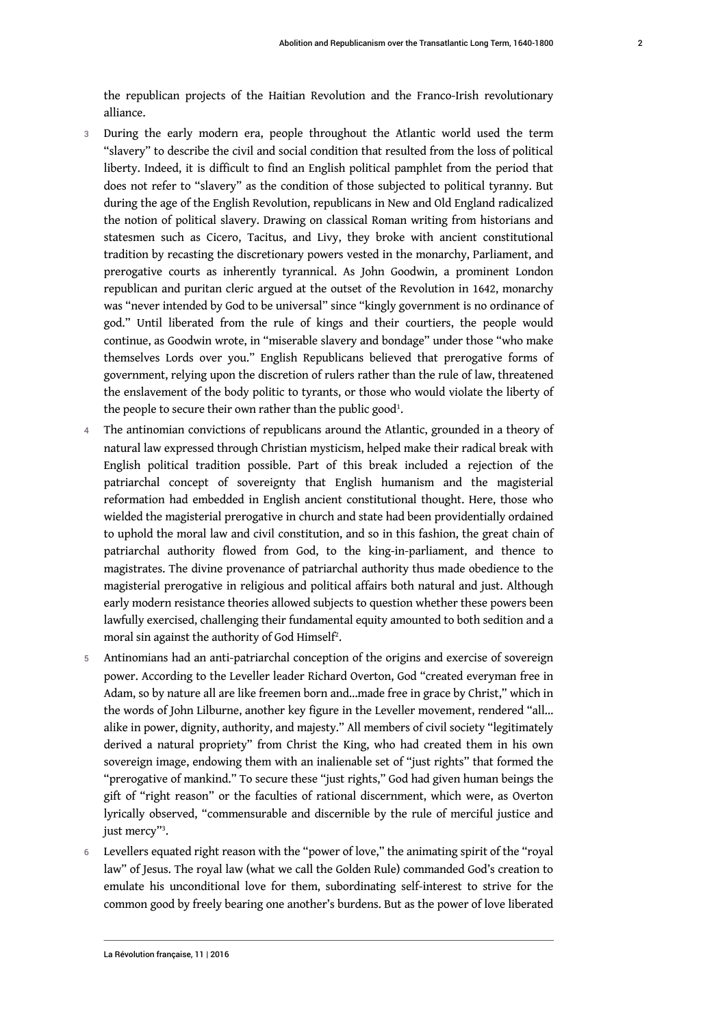the republican projects of the Haitian Revolution and the Franco-Irish revolutionary alliance.

3 During the early modern era, people throughout the Atlantic world used the term "slavery" to describe the civil and social condition that resulted from the loss of political liberty. Indeed, it is difficult to find an English political pamphlet from the period that does not refer to "slavery" as the condition of those subjected to political tyranny. But during the age of the English Revolution, republicans in New and Old England radicalized the notion of political slavery. Drawing on classical Roman writing from historians and statesmen such as Cicero, Tacitus, and Livy, they broke with ancient constitutional tradition by recasting the discretionary powers vested in the monarchy, Parliament, and prerogative courts as inherently tyrannical. As John Goodwin, a prominent London republican and puritan cleric argued at the outset of the Revolution in 1642, monarchy was "never intended by God to be universal" since "kingly government is no ordinance of god." Until liberated from the rule of kings and their courtiers, the people would continue, as Goodwin wrote, in "miserable slavery and bondage" under those "who make themselves Lords over you." English Republicans believed that prerogative forms of government, relying upon the discretion of rulers rather than the rule of law, threatened the enslavement of the body politic to tyrants, or those who would violate the liberty of the people to secure their own rather than the public good[1].

4 The antinomian convictions of republicans around the Atlantic, grounded in a theory of natural law expressed through Christian mysticism, helped make their radical break with English political tradition possible. Part of this break included a rejection of the patriarchal concept of sovereignty that English humanism and the magisterial reformation had embedded in English ancient constitutional thought. Here, those who wielded the magisterial prerogative in church and state had been providentially ordained to uphold the moral law and civil constitution, and so in this fashion, the great chain of patriarchal authority flowed from God, to the king-in-parliament, and thence to magistrates. The divine provenance of patriarchal authority thus made obedience to the magisterial prerogative in religious and political affairs both natural and just. Although early modern resistance theories allowed subjects to question whether these powers been lawfully exercised, challenging their fundamental equity amounted to both sedition and a moral sin against the authority of God Himself[2].

5 Antinomians had an anti-patriarchal conception of the origins and exercise of sovereign power. According to the Leveller leader Richard Overton, God "created everyman free in Adam, so by nature all are like freemen born and...made free in grace by Christ," which in the words of John Lilburne, another key figure in the Leveller movement, rendered "all... alike in power, dignity, authority, and majesty." All members of civil society "legitimately derived a natural propriety" from Christ the King, who had created them in his own sovereign image, endowing them with an inalienable set of "just rights" that formed the "prerogative of mankind." To secure these "just rights," God had given human beings the gift of "right reason" or the faculties of rational discernment, which were, as Overton lyrically observed, "commensurable and discernible by the rule of merciful justice and just mercy"[3].

6 Levellers equated right reason with the "power of love," the animating spirit of the "royal law" of Jesus. The royal law (what we call the Golden Rule) commanded God's creation to emulate his unconditional love for them, subordinating self-interest to strive for the common good by freely bearing one another's burdens. But as the power of love liberated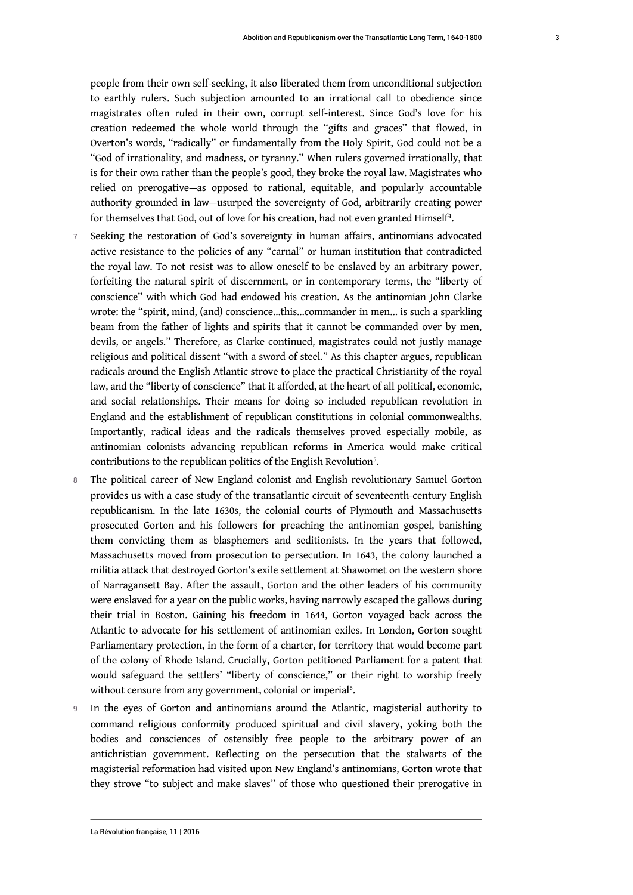people from their own self-seeking, it also liberated them from unconditional subjection to earthly rulers. Such subjection amounted to an irrational call to obedience since magistrates often ruled in their own, corrupt self-interest. Since God's love for his creation redeemed the whole world through the "gifts and graces" that flowed, in Overton's words, "radically" or fundamentally from the Holy Spirit, God could not be a "God of irrationality, and madness, or tyranny." When rulers governed irrationally, that is for their own rather than the people's good, they broke the royal law. Magistrates who relied on prerogative—as opposed to rational, equitable, and popularly accountable authority grounded in law—usurped the sovereignty of God, arbitrarily creating power for themselves that God, out of love for his creation, had not even granted Himself[4].

7 Seeking the restoration of God's sovereignty in human affairs, antinomians advocated active resistance to the policies of any "carnal" or human institution that contradicted the royal law. To not resist was to allow oneself to be enslaved by an arbitrary power, forfeiting the natural spirit of discernment, or in contemporary terms, the "liberty of conscience" with which God had endowed his creation. As the antinomian John Clarke wrote: the "spirit, mind, (and) conscience...this...commander in men... is such a sparkling beam from the father of lights and spirits that it cannot be commanded over by men, devils, or angels." Therefore, as Clarke continued, magistrates could not justly manage religious and political dissent "with a sword of steel." As this chapter argues, republican radicals around the English Atlantic strove to place the practical Christianity of the royal law, and the "liberty of conscience" that it afforded, at the heart of all political, economic, and social relationships. Their means for doing so included republican revolution in England and the establishment of republican constitutions in colonial commonwealths. Importantly, radical ideas and the radicals themselves proved especially mobile, as antinomian colonists advancing republican reforms in America would make critical contributions to the republican politics of the English Revolution[5].

8 The political career of New England colonist and English revolutionary Samuel Gorton provides us with a case study of the transatlantic circuit of seventeenth-century English republicanism. In the late 1630s, the colonial courts of Plymouth and Massachusetts prosecuted Gorton and his followers for preaching the antinomian gospel, banishing them convicting them as blasphemers and seditionists. In the years that followed, Massachusetts moved from prosecution to persecution. In 1643, the colony launched a militia attack that destroyed Gorton's exile settlement at Shawomet on the western shore of Narragansett Bay. After the assault, Gorton and the other leaders of his community were enslaved for a year on the public works, having narrowly escaped the gallows during their trial in Boston. Gaining his freedom in 1644, Gorton voyaged back across the Atlantic to advocate for his settlement of antinomian exiles. In London, Gorton sought Parliamentary protection, in the form of a charter, for territory that would become part of the colony of Rhode Island. Crucially, Gorton petitioned Parliament for a patent that would safeguard the settlers' "liberty of conscience," or their right to worship freely without censure from any government, colonial or imperial[6].

9 In the eyes of Gorton and antinomians around the Atlantic, magisterial authority to command religious conformity produced spiritual and civil slavery, yoking both the bodies and consciences of ostensibly free people to the arbitrary power of an antichristian government. Reflecting on the persecution that the stalwarts of the magisterial reformation had visited upon New England's antinomians, Gorton wrote that they strove "to subject and make slaves" of those who questioned their prerogative in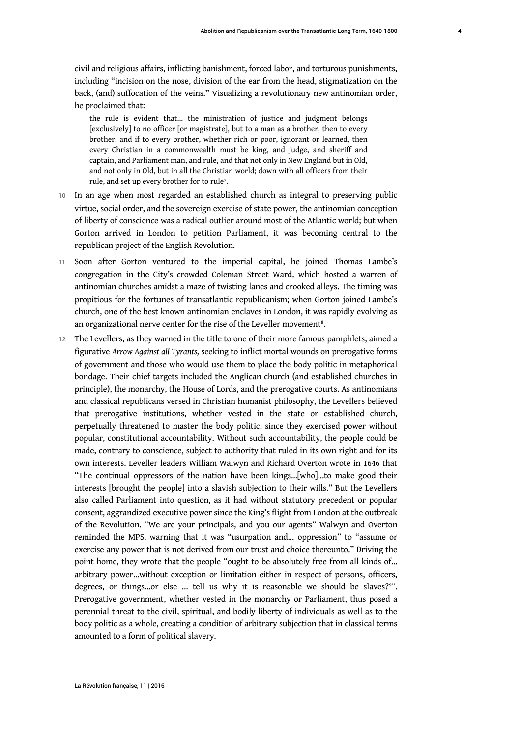civil and religious affairs, inflicting banishment, forced labor, and torturous punishments, including "incision on the nose, division of the ear from the head, stigmatization on the back, (and) suffocation of the veins." Visualizing a revolutionary new antinomian order, he proclaimed that:

> the rule is evident that… the ministration of justice and judgment belongs [exclusively] to no officer [or magistrate], but to a man as a brother, then to every brother, and if to every brother, whether rich or poor, ignorant or learned, then every Christian in a commonwealth must be king, and judge, and sheriff and captain, and Parliament man, and rule, and that not only in New England but in Old, and not only in Old, but in all the Christian world; down with all officers from their rule, and set up every brother for to rule[7].

10 In an age when most regarded an established church as integral to preserving public virtue, social order, and the sovereign exercise of state power, the antinomian conception of liberty of conscience was a radical outlier around most of the Atlantic world; but when Gorton arrived in London to petition Parliament, it was becoming central to the republican project of the English Revolution.

11 Soon after Gorton ventured to the imperial capital, he joined Thomas Lambe's congregation in the City's crowded Coleman Street Ward, which hosted a warren of antinomian churches amidst a maze of twisting lanes and crooked alleys. The timing was propitious for the fortunes of transatlantic republicanism; when Gorton joined Lambe's church, one of the best known antinomian enclaves in London, it was rapidly evolving as an organizational nerve center for the rise of the Leveller movement[8].

12 The Levellers, as they warned in the title to one of their more famous pamphlets, aimed a figurative *Arrow Against all Tyrants,* seeking to inflict mortal wounds on prerogative forms of government and those who would use them to place the body politic in metaphorical bondage. Their chief targets included the Anglican church (and established churches in principle), the monarchy, the House of Lords, and the prerogative courts. As antinomians and classical republicans versed in Christian humanist philosophy, the Levellers believed that prerogative institutions, whether vested in the state or established church, perpetually threatened to master the body politic, since they exercised power without popular, constitutional accountability. Without such accountability, the people could be made, contrary to conscience, subject to authority that ruled in its own right and for its own interests. Leveller leaders William Walwyn and Richard Overton wrote in 1646 that "The continual oppressors of the nation have been kings…[who]…to make good their interests [brought the people] into a slavish subjection to their wills." But the Levellers also called Parliament into question, as it had without statutory precedent or popular consent, aggrandized executive power since the King's flight from London at the outbreak of the Revolution. "We are your principals, and you our agents" Walwyn and Overton reminded the MPS, warning that it was "usurpation and… oppression" to "assume or exercise any power that is not derived from our trust and choice thereunto." Driving the point home, they wrote that the people "ought to be absolutely free from all kinds of… arbitrary power…without exception or limitation either in respect of persons, officers, degrees, or things…or else … tell us why it is reasonable we should be slaves?[9]". Prerogative government, whether vested in the monarchy or Parliament, thus posed a perennial threat to the civil, spiritual, and bodily liberty of individuals as well as to the body politic as a whole, creating a condition of arbitrary subjection that in classical terms amounted to a form of political slavery.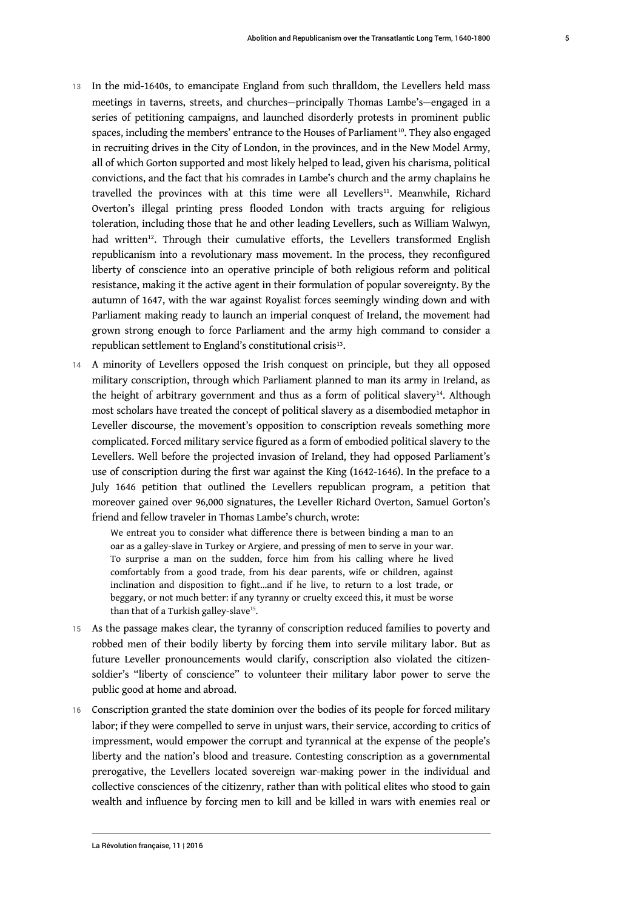13 In the mid-1640s, to emancipate England from such thralldom, the Levellers held mass meetings in taverns, streets, and churches—principally Thomas Lambe's—engaged in a series of petitioning campaigns, and launched disorderly protests in prominent public spaces, including the members' entrance to the Houses of Parliament[10]. They also engaged in recruiting drives in the City of London, in the provinces, and in the New Model Army, all of which Gorton supported and most likely helped to lead, given his charisma, political convictions, and the fact that his comrades in Lambe's church and the army chaplains he travelled the provinces with at this time were all Levellers[11]. Meanwhile, Richard Overton's illegal printing press flooded London with tracts arguing for religious toleration, including those that he and other leading Levellers, such as William Walwyn, had written[12]. Through their cumulative efforts, the Levellers transformed English republicanism into a revolutionary mass movement. In the process, they reconfigured liberty of conscience into an operative principle of both religious reform and political resistance, making it the active agent in their formulation of popular sovereignty. By the autumn of 1647, with the war against Royalist forces seemingly winding down and with Parliament making ready to launch an imperial conquest of Ireland, the movement had grown strong enough to force Parliament and the army high command to consider a republican settlement to England's constitutional crisis[13].

14 A minority of Levellers opposed the Irish conquest on principle, but they all opposed military conscription, through which Parliament planned to man its army in Ireland, as the height of arbitrary government and thus as a form of political slavery[14]. Although most scholars have treated the concept of political slavery as a disembodied metaphor in Leveller discourse, the movement's opposition to conscription reveals something more complicated. Forced military service figured as a form of embodied political slavery to the Levellers. Well before the projected invasion of Ireland, they had opposed Parliament's use of conscription during the first war against the King (1642-1646). In the preface to a July 1646 petition that outlined the Levellers republican program, a petition that moreover gained over 96,000 signatures, the Leveller Richard Overton, Samuel Gorton's friend and fellow traveler in Thomas Lambe's church, wrote:

> We entreat you to consider what difference there is between binding a man to an oar as a galley-slave in Turkey or Argiere, and pressing of men to serve in your war. To surprise a man on the sudden, force him from his calling where he lived comfortably from a good trade, from his dear parents, wife or children, against inclination and disposition to fight…and if he live, to return to a lost trade, or beggary, or not much better: if any tyranny or cruelty exceed this, it must be worse than that of a Turkish galley-slave[15].

15 As the passage makes clear, the tyranny of conscription reduced families to poverty and robbed men of their bodily liberty by forcing them into servile military labor. But as future Leveller pronouncements would clarify, conscription also violated the citizen-soldier's "liberty of conscience" to volunteer their military labor power to serve the public good at home and abroad.

16 Conscription granted the state dominion over the bodies of its people for forced military labor; if they were compelled to serve in unjust wars, their service, according to critics of impressment, would empower the corrupt and tyrannical at the expense of the people's liberty and the nation's blood and treasure. Contesting conscription as a governmental prerogative, the Levellers located sovereign war-making power in the individual and collective consciences of the citizenry, rather than with political elites who stood to gain wealth and influence by forcing men to kill and be killed in wars with enemies real or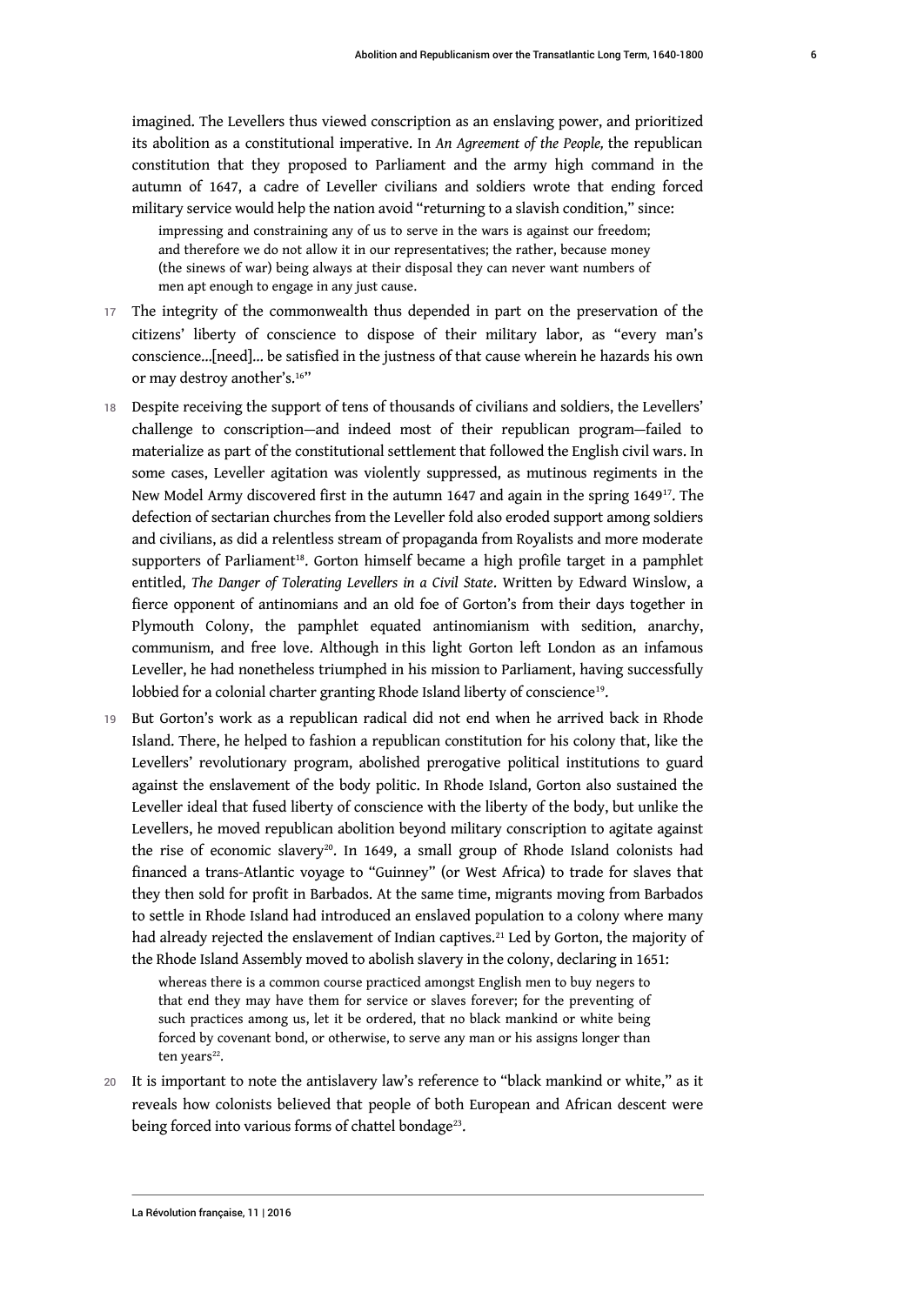imagined. The Levellers thus viewed conscription as an enslaving power, and prioritized its abolition as a constitutional imperative. In *An Agreement of the People,* the republican constitution that they proposed to Parliament and the army high command in the autumn of 1647, a cadre of Leveller civilians and soldiers wrote that ending forced military service would help the nation avoid "returning to a slavish condition," since:

> impressing and constraining any of us to serve in the wars is against our freedom; and therefore we do not allow it in our representatives; the rather, because money (the sinews of war) being always at their disposal they can never want numbers of men apt enough to engage in any just cause.

17 The integrity of the commonwealth thus depended in part on the preservation of the citizens' liberty of conscience to dispose of their military labor, as "every man's conscience...[need]... be satisfied in the justness of that cause wherein he hazards his own or may destroy another's.[16]"

18 Despite receiving the support of tens of thousands of civilians and soldiers, the Levellers' challenge to conscription—and indeed most of their republican program—failed to materialize as part of the constitutional settlement that followed the English civil wars. In some cases, Leveller agitation was violently suppressed, as mutinous regiments in the New Model Army discovered first in the autumn 1647 and again in the spring 1649[17]. The defection of sectarian churches from the Leveller fold also eroded support among soldiers and civilians, as did a relentless stream of propaganda from Royalists and more moderate supporters of Parliament[18]. Gorton himself became a high profile target in a pamphlet entitled, *The Danger of Tolerating Levellers in a Civil State*. Written by Edward Winslow, a fierce opponent of antinomians and an old foe of Gorton's from their days together in Plymouth Colony, the pamphlet equated antinomianism with sedition, anarchy, communism, and free love. Although in this light Gorton left London as an infamous Leveller, he had nonetheless triumphed in his mission to Parliament, having successfully lobbied for a colonial charter granting Rhode Island liberty of conscience[19].

19 But Gorton's work as a republican radical did not end when he arrived back in Rhode Island. There, he helped to fashion a republican constitution for his colony that, like the Levellers' revolutionary program, abolished prerogative political institutions to guard against the enslavement of the body politic. In Rhode Island, Gorton also sustained the Leveller ideal that fused liberty of conscience with the liberty of the body, but unlike the Levellers, he moved republican abolition beyond military conscription to agitate against the rise of economic slavery[20]. In 1649, a small group of Rhode Island colonists had financed a trans-Atlantic voyage to "Guinney" (or West Africa) to trade for slaves that they then sold for profit in Barbados. At the same time, migrants moving from Barbados to settle in Rhode Island had introduced an enslaved population to a colony where many had already rejected the enslavement of Indian captives.[21] Led by Gorton, the majority of the Rhode Island Assembly moved to abolish slavery in the colony, declaring in 1651:

> whereas there is a common course practiced amongst English men to buy negers to that end they may have them for service or slaves forever; for the preventing of such practices among us, let it be ordered, that no black mankind or white being forced by covenant bond, or otherwise, to serve any man or his assigns longer than ten years[22].

20 It is important to note the antislavery law's reference to "black mankind or white," as it reveals how colonists believed that people of both European and African descent were being forced into various forms of chattel bondage[23].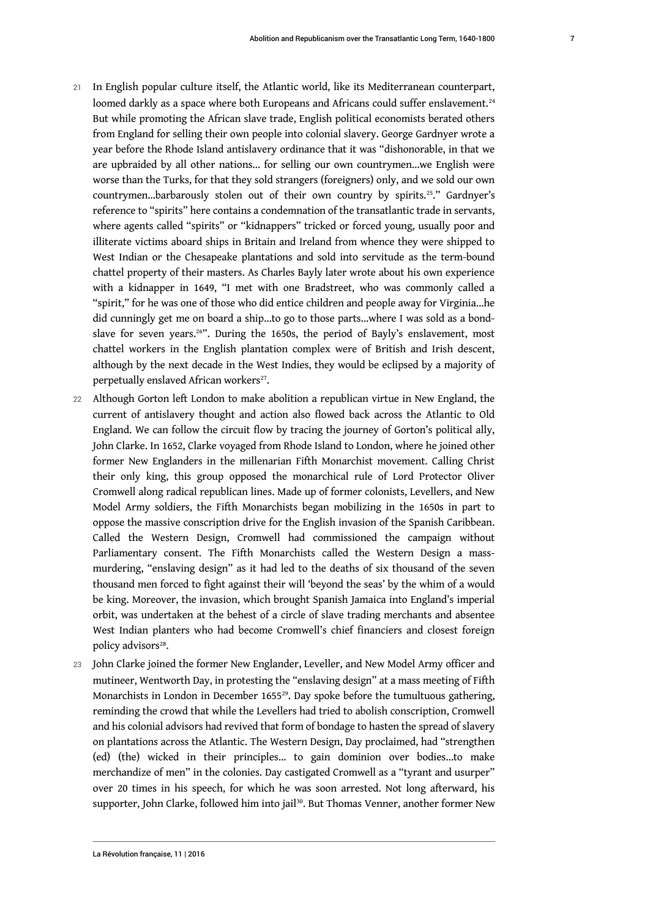21 In English popular culture itself, the Atlantic world, like its Mediterranean counterpart, loomed darkly as a space where both Europeans and Africans could suffer enslavement.[24] But while promoting the African slave trade, English political economists berated others from England for selling their own people into colonial slavery. George Gardnyer wrote a year before the Rhode Island antislavery ordinance that it was "dishonorable, in that we are upbraided by all other nations... for selling our own countrymen...we English were worse than the Turks, for that they sold strangers (foreigners) only, and we sold our own countrymen...barbarously stolen out of their own country by spirits.[25]." Gardnyer's reference to "spirits" here contains a condemnation of the transatlantic trade in servants, where agents called "spirits" or "kidnappers" tricked or forced young, usually poor and illiterate victims aboard ships in Britain and Ireland from whence they were shipped to West Indian or the Chesapeake plantations and sold into servitude as the term-bound chattel property of their masters. As Charles Bayly later wrote about his own experience with a kidnapper in 1649, "I met with one Bradstreet, who was commonly called a "spirit," for he was one of those who did entice children and people away for Virginia...he did cunningly get me on board a ship...to go to those parts...where I was sold as a bond-slave for seven years.[26]". During the 1650s, the period of Bayly's enslavement, most chattel workers in the English plantation complex were of British and Irish descent, although by the next decade in the West Indies, they would be eclipsed by a majority of perpetually enslaved African workers[27].

22 Although Gorton left London to make abolition a republican virtue in New England, the current of antislavery thought and action also flowed back across the Atlantic to Old England. We can follow the circuit flow by tracing the journey of Gorton's political ally, John Clarke. In 1652, Clarke voyaged from Rhode Island to London, where he joined other former New Englanders in the millenarian Fifth Monarchist movement. Calling Christ their only king, this group opposed the monarchical rule of Lord Protector Oliver Cromwell along radical republican lines. Made up of former colonists, Levellers, and New Model Army soldiers, the Fifth Monarchists began mobilizing in the 1650s in part to oppose the massive conscription drive for the English invasion of the Spanish Caribbean. Called the Western Design, Cromwell had commissioned the campaign without Parliamentary consent. The Fifth Monarchists called the Western Design a mass-murdering, "enslaving design" as it had led to the deaths of six thousand of the seven thousand men forced to fight against their will 'beyond the seas' by the whim of a would be king. Moreover, the invasion, which brought Spanish Jamaica into England's imperial orbit, was undertaken at the behest of a circle of slave trading merchants and absentee West Indian planters who had become Cromwell's chief financiers and closest foreign policy advisors[28].

23 John Clarke joined the former New Englander, Leveller, and New Model Army officer and mutineer, Wentworth Day, in protesting the "enslaving design" at a mass meeting of Fifth Monarchists in London in December 1655[29]. Day spoke before the tumultuous gathering, reminding the crowd that while the Levellers had tried to abolish conscription, Cromwell and his colonial advisors had revived that form of bondage to hasten the spread of slavery on plantations across the Atlantic. The Western Design, Day proclaimed, had "strengthen (ed) (the) wicked in their principles... to gain dominion over bodies...to make merchandize of men" in the colonies. Day castigated Cromwell as a "tyrant and usurper" over 20 times in his speech, for which he was soon arrested. Not long afterward, his supporter, John Clarke, followed him into jail[30]. But Thomas Venner, another former New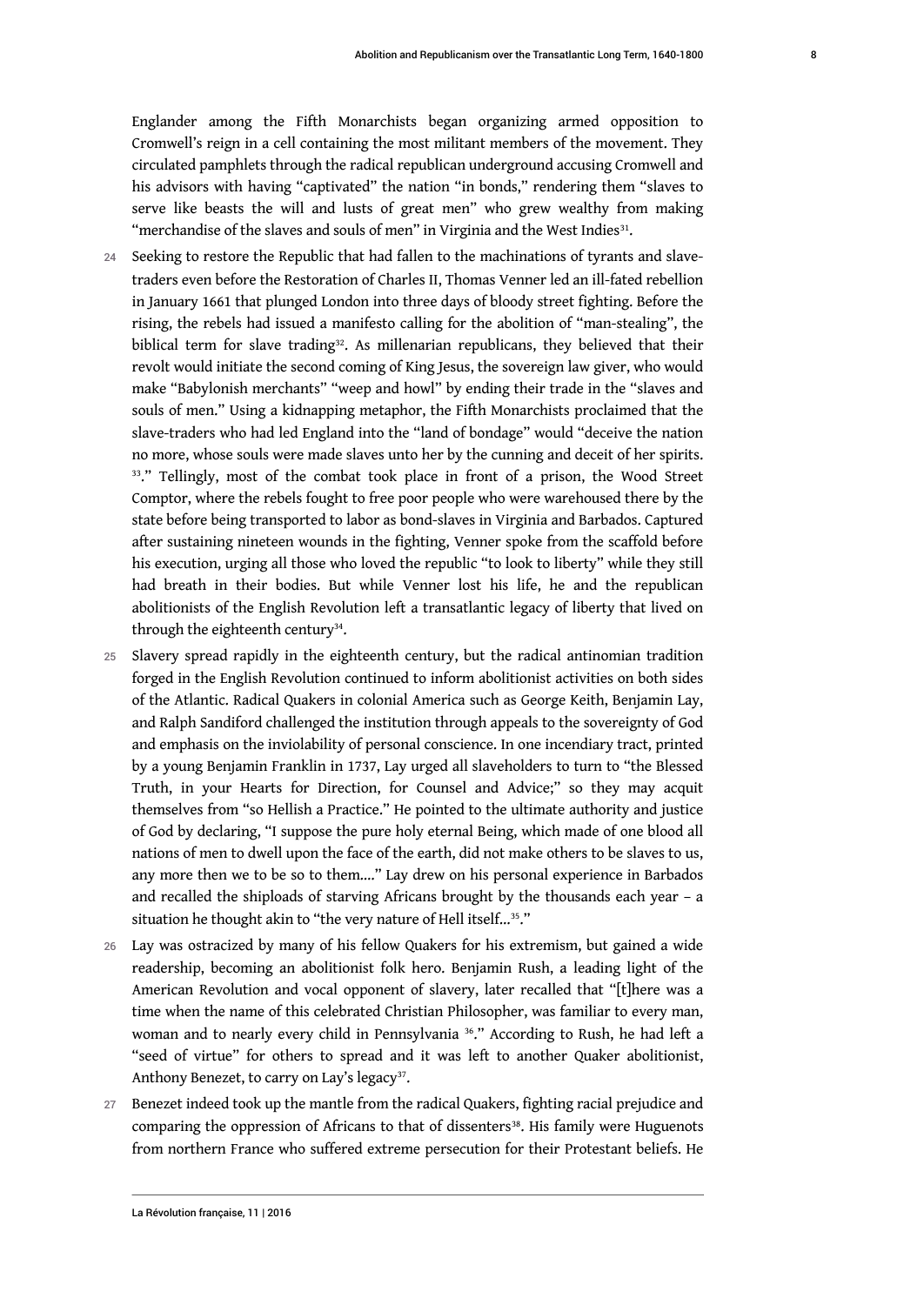Englander among the Fifth Monarchists began organizing armed opposition to Cromwell's reign in a cell containing the most militant members of the movement. They circulated pamphlets through the radical republican underground accusing Cromwell and his advisors with having "captivated" the nation "in bonds," rendering them "slaves to serve like beasts the will and lusts of great men" who grew wealthy from making "merchandise of the slaves and souls of men" in Virginia and the West Indies[31].

24 Seeking to restore the Republic that had fallen to the machinations of tyrants and slave-traders even before the Restoration of Charles II, Thomas Venner led an ill-fated rebellion in January 1661 that plunged London into three days of bloody street fighting. Before the rising, the rebels had issued a manifesto calling for the abolition of "man-stealing", the biblical term for slave trading[32]. As millenarian republicans, they believed that their revolt would initiate the second coming of King Jesus, the sovereign law giver, who would make "Babylonish merchants" "weep and howl" by ending their trade in the "slaves and souls of men." Using a kidnapping metaphor, the Fifth Monarchists proclaimed that the slave-traders who had led England into the "land of bondage" would "deceive the nation no more, whose souls were made slaves unto her by the cunning and deceit of her spirits. [33]." Tellingly, most of the combat took place in front of a prison, the Wood Street Comptor, where the rebels fought to free poor people who were warehoused there by the state before being transported to labor as bond-slaves in Virginia and Barbados. Captured after sustaining nineteen wounds in the fighting, Venner spoke from the scaffold before his execution, urging all those who loved the republic "to look to liberty" while they still had breath in their bodies. But while Venner lost his life, he and the republican abolitionists of the English Revolution left a transatlantic legacy of liberty that lived on through the eighteenth century[34].

25 Slavery spread rapidly in the eighteenth century, but the radical antinomian tradition forged in the English Revolution continued to inform abolitionist activities on both sides of the Atlantic. Radical Quakers in colonial America such as George Keith, Benjamin Lay, and Ralph Sandiford challenged the institution through appeals to the sovereignty of God and emphasis on the inviolability of personal conscience. In one incendiary tract, printed by a young Benjamin Franklin in 1737, Lay urged all slaveholders to turn to "the Blessed Truth, in your Hearts for Direction, for Counsel and Advice;" so they may acquit themselves from "so Hellish a Practice." He pointed to the ultimate authority and justice of God by declaring, "I suppose the pure holy eternal Being, which made of one blood all nations of men to dwell upon the face of the earth, did not make others to be slaves to us, any more then we to be so to them…." Lay drew on his personal experience in Barbados and recalled the shiploads of starving Africans brought by the thousands each year – a situation he thought akin to "the very nature of Hell itself…[35]."

26 Lay was ostracized by many of his fellow Quakers for his extremism, but gained a wide readership, becoming an abolitionist folk hero. Benjamin Rush, a leading light of the American Revolution and vocal opponent of slavery, later recalled that "[t]here was a time when the name of this celebrated Christian Philosopher, was familiar to every man, woman and to nearly every child in Pennsylvania [36]." According to Rush, he had left a "seed of virtue" for others to spread and it was left to another Quaker abolitionist, Anthony Benezet, to carry on Lay's legacy[37].

27 Benezet indeed took up the mantle from the radical Quakers, fighting racial prejudice and comparing the oppression of Africans to that of dissenters[38]. His family were Huguenots from northern France who suffered extreme persecution for their Protestant beliefs. He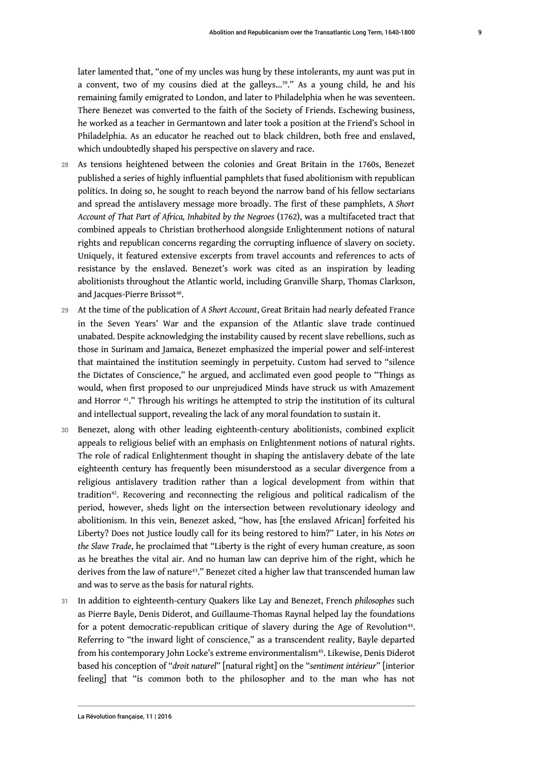later lamented that, "one of my uncles was hung by these intolerants, my aunt was put in a convent, two of my cousins died at the galleys...[39]." As a young child, he and his remaining family emigrated to London, and later to Philadelphia when he was seventeen. There Benezet was converted to the faith of the Society of Friends. Eschewing business, he worked as a teacher in Germantown and later took a position at the Friend's School in Philadelphia. As an educator he reached out to black children, both free and enslaved, which undoubtedly shaped his perspective on slavery and race.

28 As tensions heightened between the colonies and Great Britain in the 1760s, Benezet published a series of highly influential pamphlets that fused abolitionism with republican politics. In doing so, he sought to reach beyond the narrow band of his fellow sectarians and spread the antislavery message more broadly. The first of these pamphlets, *A Short Account of That Part of Africa, Inhabited by the Negroes* (1762), was a multifaceted tract that combined appeals to Christian brotherhood alongside Enlightenment notions of natural rights and republican concerns regarding the corrupting influence of slavery on society. Uniquely, it featured extensive excerpts from travel accounts and references to acts of resistance by the enslaved. Benezet's work was cited as an inspiration by leading abolitionists throughout the Atlantic world, including Granville Sharp, Thomas Clarkson, and Jacques-Pierre Brissot[40].

29 At the time of the publication of *A Short Account*, Great Britain had nearly defeated France in the Seven Years' War and the expansion of the Atlantic slave trade continued unabated. Despite acknowledging the instability caused by recent slave rebellions, such as those in Surinam and Jamaica, Benezet emphasized the imperial power and self-interest that maintained the institution seemingly in perpetuity. Custom had served to "silence the Dictates of Conscience," he argued, and acclimated even good people to "Things as would, when first proposed to our unprejudiced Minds have struck us with Amazement and Horror [41]." Through his writings he attempted to strip the institution of its cultural and intellectual support, revealing the lack of any moral foundation to sustain it.

30 Benezet, along with other leading eighteenth-century abolitionists, combined explicit appeals to religious belief with an emphasis on Enlightenment notions of natural rights. The role of radical Enlightenment thought in shaping the antislavery debate of the late eighteenth century has frequently been misunderstood as a secular divergence from a religious antislavery tradition rather than a logical development from within that tradition[42]. Recovering and reconnecting the religious and political radicalism of the period, however, sheds light on the intersection between revolutionary ideology and abolitionism. In this vein, Benezet asked, "how, has [the enslaved African] forfeited his Liberty? Does not Justice loudly call for its being restored to him?" Later, in his *Notes on the Slave Trade*, he proclaimed that "Liberty is the right of every human creature, as soon as he breathes the vital air. And no human law can deprive him of the right, which he derives from the law of nature[43]." Benezet cited a higher law that transcended human law and was to serve as the basis for natural rights.

31 In addition to eighteenth-century Quakers like Lay and Benezet, French *philosophes* such as Pierre Bayle, Denis Diderot, and Guillaume-Thomas Raynal helped lay the foundations for a potent democratic-republican critique of slavery during the Age of Revolution[44]. Referring to "the inward light of conscience," as a transcendent reality, Bayle departed from his contemporary John Locke's extreme environmentalism[45]. Likewise, Denis Diderot based his conception of "*droit naturel*" [natural right] on the "*sentiment intérieur*" [interior feeling] that "is common both to the philosopher and to the man who has not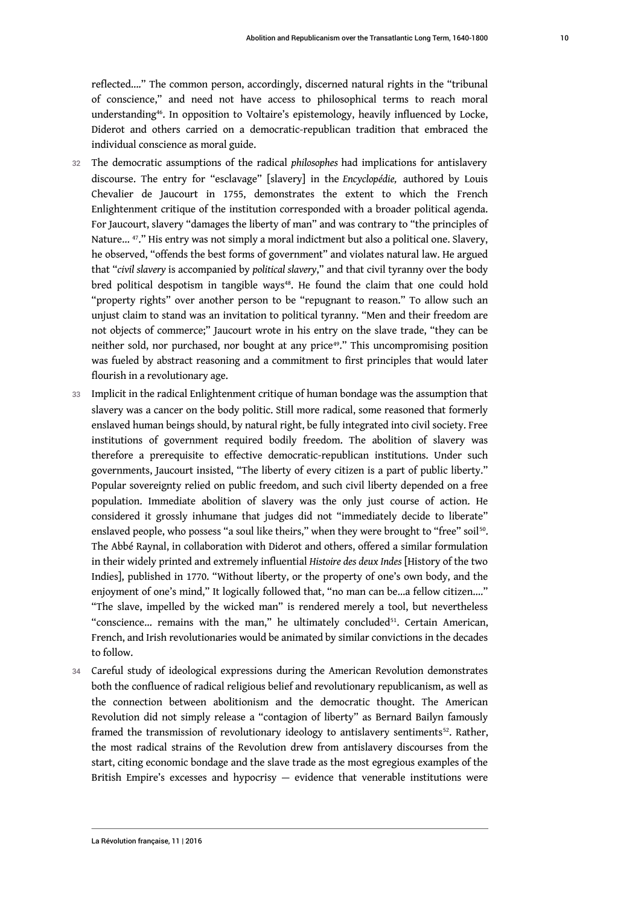reflected...." The common person, accordingly, discerned natural rights in the "tribunal of conscience," and need not have access to philosophical terms to reach moral understanding[46]. In opposition to Voltaire's epistemology, heavily influenced by Locke, Diderot and others carried on a democratic-republican tradition that embraced the individual conscience as moral guide.

32 The democratic assumptions of the radical *philosophes* had implications for antislavery discourse. The entry for "esclavage" [slavery] in the *Encyclopédie,* authored by Louis Chevalier de Jaucourt in 1755, demonstrates the extent to which the French Enlightenment critique of the institution corresponded with a broader political agenda. For Jaucourt, slavery "damages the liberty of man" and was contrary to "the principles of Nature... [47]." His entry was not simply a moral indictment but also a political one. Slavery, he observed, "offends the best forms of government" and violates natural law. He argued that "*civil slavery* is accompanied by *political slavery*," and that civil tyranny over the body bred political despotism in tangible ways[48]. He found the claim that one could hold "property rights" over another person to be "repugnant to reason." To allow such an unjust claim to stand was an invitation to political tyranny. "Men and their freedom are not objects of commerce;" Jaucourt wrote in his entry on the slave trade, "they can be neither sold, nor purchased, nor bought at any price[49]." This uncompromising position was fueled by abstract reasoning and a commitment to first principles that would later flourish in a revolutionary age.

33 Implicit in the radical Enlightenment critique of human bondage was the assumption that slavery was a cancer on the body politic. Still more radical, some reasoned that formerly enslaved human beings should, by natural right, be fully integrated into civil society. Free institutions of government required bodily freedom. The abolition of slavery was therefore a prerequisite to effective democratic-republican institutions. Under such governments, Jaucourt insisted, "The liberty of every citizen is a part of public liberty." Popular sovereignty relied on public freedom, and such civil liberty depended on a free population. Immediate abolition of slavery was the only just course of action. He considered it grossly inhumane that judges did not "immediately decide to liberate" enslaved people, who possess "a soul like theirs," when they were brought to "free" soil[50]. The Abbé Raynal, in collaboration with Diderot and others, offered a similar formulation in their widely printed and extremely influential *Histoire des deux Indes* [History of the two Indies], published in 1770. "Without liberty, or the property of one's own body, and the enjoyment of one's mind," It logically followed that, "no man can be...a fellow citizen...." "The slave, impelled by the wicked man" is rendered merely a tool, but nevertheless "conscience... remains with the man," he ultimately concluded[51]. Certain American, French, and Irish revolutionaries would be animated by similar convictions in the decades to follow.

34 Careful study of ideological expressions during the American Revolution demonstrates both the confluence of radical religious belief and revolutionary republicanism, as well as the connection between abolitionism and the democratic thought. The American Revolution did not simply release a "contagion of liberty" as Bernard Bailyn famously framed the transmission of revolutionary ideology to antislavery sentiments[52]. Rather, the most radical strains of the Revolution drew from antislavery discourses from the start, citing economic bondage and the slave trade as the most egregious examples of the British Empire's excesses and hypocrisy — evidence that venerable institutions were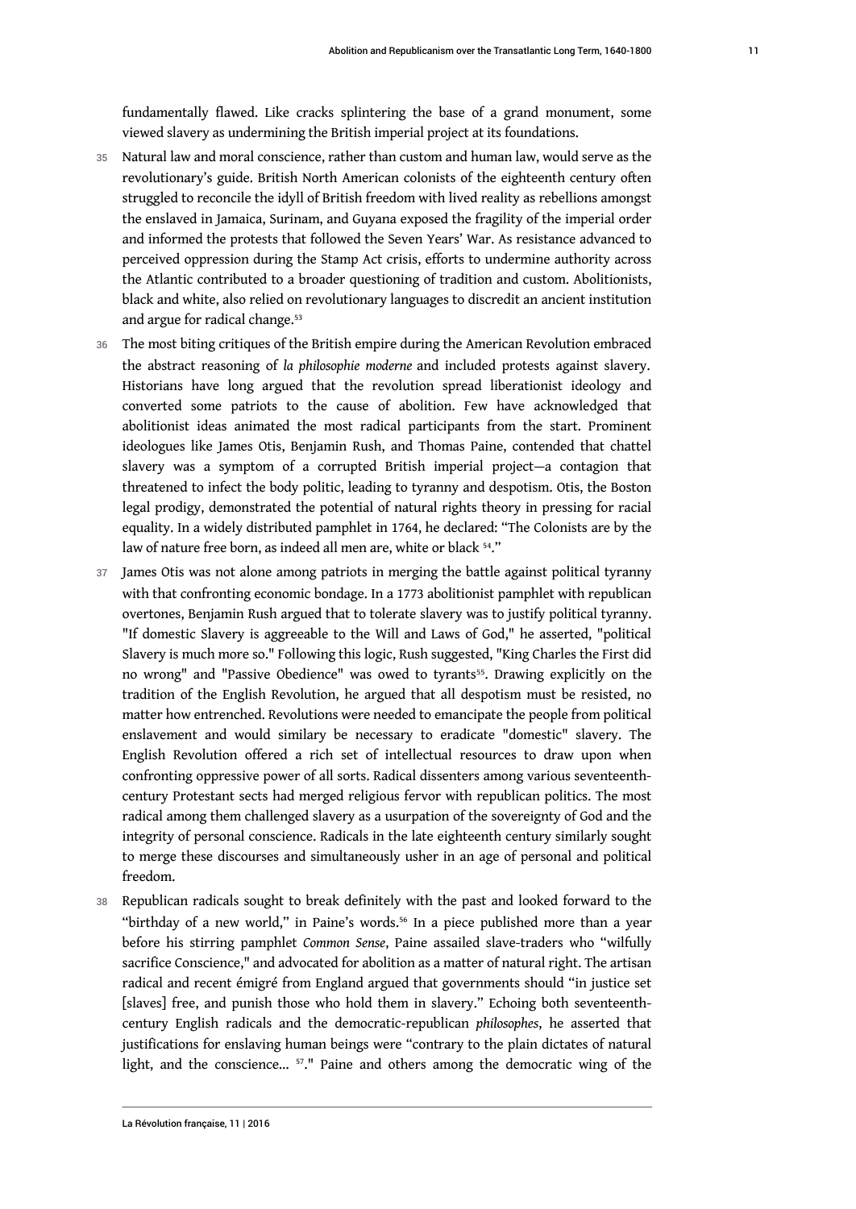fundamentally flawed. Like cracks splintering the base of a grand monument, some viewed slavery as undermining the British imperial project at its foundations.

35 Natural law and moral conscience, rather than custom and human law, would serve as the revolutionary's guide. British North American colonists of the eighteenth century often struggled to reconcile the idyll of British freedom with lived reality as rebellions amongst the enslaved in Jamaica, Surinam, and Guyana exposed the fragility of the imperial order and informed the protests that followed the Seven Years' War. As resistance advanced to perceived oppression during the Stamp Act crisis, efforts to undermine authority across the Atlantic contributed to a broader questioning of tradition and custom. Abolitionists, black and white, also relied on revolutionary languages to discredit an ancient institution and argue for radical change.[53]

36 The most biting critiques of the British empire during the American Revolution embraced the abstract reasoning of *la philosophie moderne* and included protests against slavery. Historians have long argued that the revolution spread liberationist ideology and converted some patriots to the cause of abolition. Few have acknowledged that abolitionist ideas animated the most radical participants from the start. Prominent ideologues like James Otis, Benjamin Rush, and Thomas Paine, contended that chattel slavery was a symptom of a corrupted British imperial project—a contagion that threatened to infect the body politic, leading to tyranny and despotism. Otis, the Boston legal prodigy, demonstrated the potential of natural rights theory in pressing for racial equality. In a widely distributed pamphlet in 1764, he declared: "The Colonists are by the law of nature free born, as indeed all men are, white or black [54]."

37 James Otis was not alone among patriots in merging the battle against political tyranny with that confronting economic bondage. In a 1773 abolitionist pamphlet with republican overtones, Benjamin Rush argued that to tolerate slavery was to justify political tyranny. "If domestic Slavery is aggreeable to the Will and Laws of God," he asserted, "political Slavery is much more so." Following this logic, Rush suggested, "King Charles the First did no wrong" and "Passive Obedience" was owed to tyrants[55]. Drawing explicitly on the tradition of the English Revolution, he argued that all despotism must be resisted, no matter how entrenched. Revolutions were needed to emancipate the people from political enslavement and would similary be necessary to eradicate "domestic" slavery. The English Revolution offered a rich set of intellectual resources to draw upon when confronting oppressive power of all sorts. Radical dissenters among various seventeenth-century Protestant sects had merged religious fervor with republican politics. The most radical among them challenged slavery as a usurpation of the sovereignty of God and the integrity of personal conscience. Radicals in the late eighteenth century similarly sought to merge these discourses and simultaneously usher in an age of personal and political freedom.

38 Republican radicals sought to break definitely with the past and looked forward to the "birthday of a new world," in Paine's words.[56] In a piece published more than a year before his stirring pamphlet *Common Sense*, Paine assailed slave-traders who "wilfully sacrifice Conscience," and advocated for abolition as a matter of natural right. The artisan radical and recent émigré from England argued that governments should "in justice set [slaves] free, and punish those who hold them in slavery." Echoing both seventeenth-century English radicals and the democratic-republican *philosophes*, he asserted that justifications for enslaving human beings were "contrary to the plain dictates of natural light, and the conscience... [57]." Paine and others among the democratic wing of the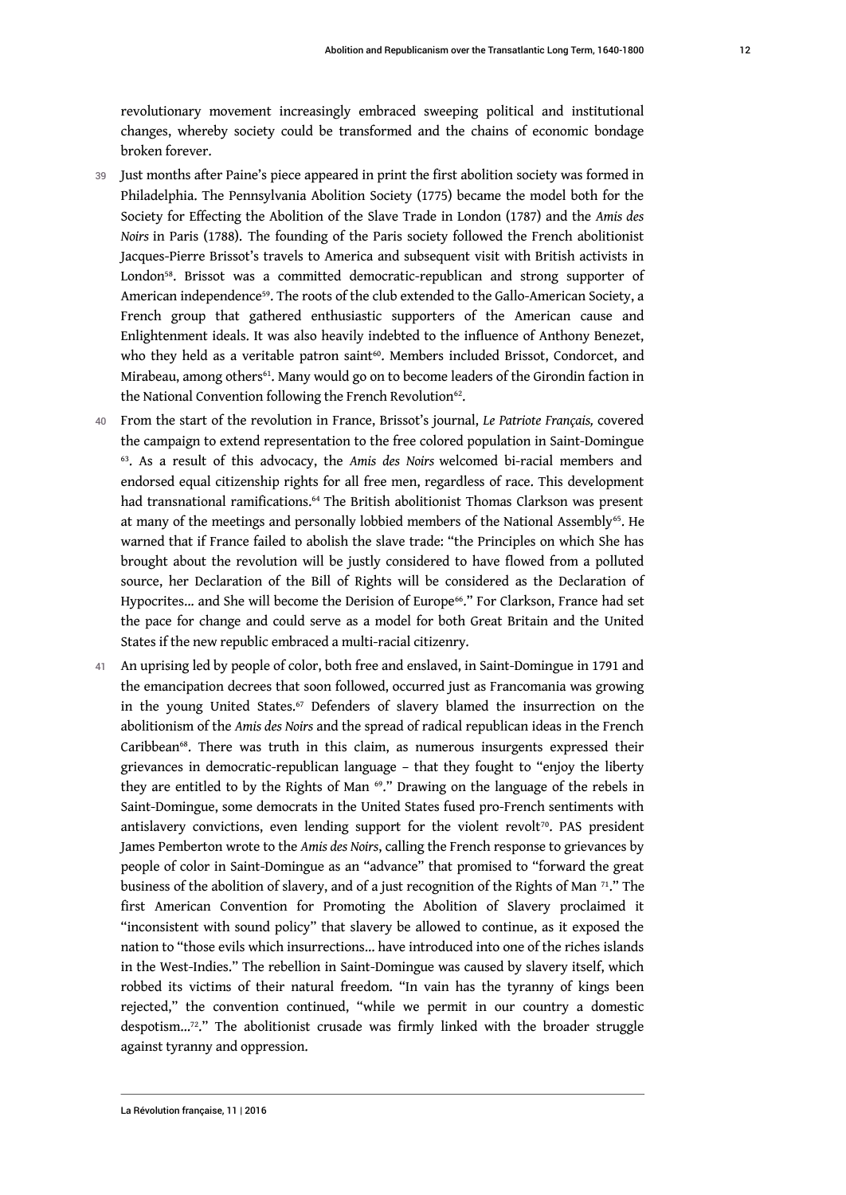revolutionary movement increasingly embraced sweeping political and institutional changes, whereby society could be transformed and the chains of economic bondage broken forever.

39 Just months after Paine's piece appeared in print the first abolition society was formed in Philadelphia. The Pennsylvania Abolition Society (1775) became the model both for the Society for Effecting the Abolition of the Slave Trade in London (1787) and the *Amis des Noirs* in Paris (1788). The founding of the Paris society followed the French abolitionist Jacques-Pierre Brissot's travels to America and subsequent visit with British activists in London[58]. Brissot was a committed democratic-republican and strong supporter of American independence[59]. The roots of the club extended to the Gallo-American Society, a French group that gathered enthusiastic supporters of the American cause and Enlightenment ideals. It was also heavily indebted to the influence of Anthony Benezet, who they held as a veritable patron saint[60]. Members included Brissot, Condorcet, and Mirabeau, among others[61]. Many would go on to become leaders of the Girondin faction in the National Convention following the French Revolution[62].

40 From the start of the revolution in France, Brissot's journal, *Le Patriote Français,* covered the campaign to extend representation to the free colored population in Saint-Domingue [63]. As a result of this advocacy, the *Amis des Noirs* welcomed bi-racial members and endorsed equal citizenship rights for all free men, regardless of race. This development had transnational ramifications.[64] The British abolitionist Thomas Clarkson was present at many of the meetings and personally lobbied members of the National Assembly[65]. He warned that if France failed to abolish the slave trade: "the Principles on which She has brought about the revolution will be justly considered to have flowed from a polluted source, her Declaration of the Bill of Rights will be considered as the Declaration of Hypocrites... and She will become the Derision of Europe[66]." For Clarkson, France had set the pace for change and could serve as a model for both Great Britain and the United States if the new republic embraced a multi-racial citizenry.

41 An uprising led by people of color, both free and enslaved, in Saint-Domingue in 1791 and the emancipation decrees that soon followed, occurred just as Francomania was growing in the young United States.[67] Defenders of slavery blamed the insurrection on the abolitionism of the *Amis des Noirs* and the spread of radical republican ideas in the French Caribbean[68]. There was truth in this claim, as numerous insurgents expressed their grievances in democratic-republican language – that they fought to "enjoy the liberty they are entitled to by the Rights of Man [69]." Drawing on the language of the rebels in Saint-Domingue, some democrats in the United States fused pro-French sentiments with antislavery convictions, even lending support for the violent revolt[70]. PAS president James Pemberton wrote to the *Amis des Noirs*, calling the French response to grievances by people of color in Saint-Domingue as an "advance" that promised to "forward the great business of the abolition of slavery, and of a just recognition of the Rights of Man [71]." The first American Convention for Promoting the Abolition of Slavery proclaimed it "inconsistent with sound policy" that slavery be allowed to continue, as it exposed the nation to "those evils which insurrections... have introduced into one of the riches islands in the West-Indies." The rebellion in Saint-Domingue was caused by slavery itself, which robbed its victims of their natural freedom. "In vain has the tyranny of kings been rejected," the convention continued, "while we permit in our country a domestic despotism...[72]." The abolitionist crusade was firmly linked with the broader struggle against tyranny and oppression.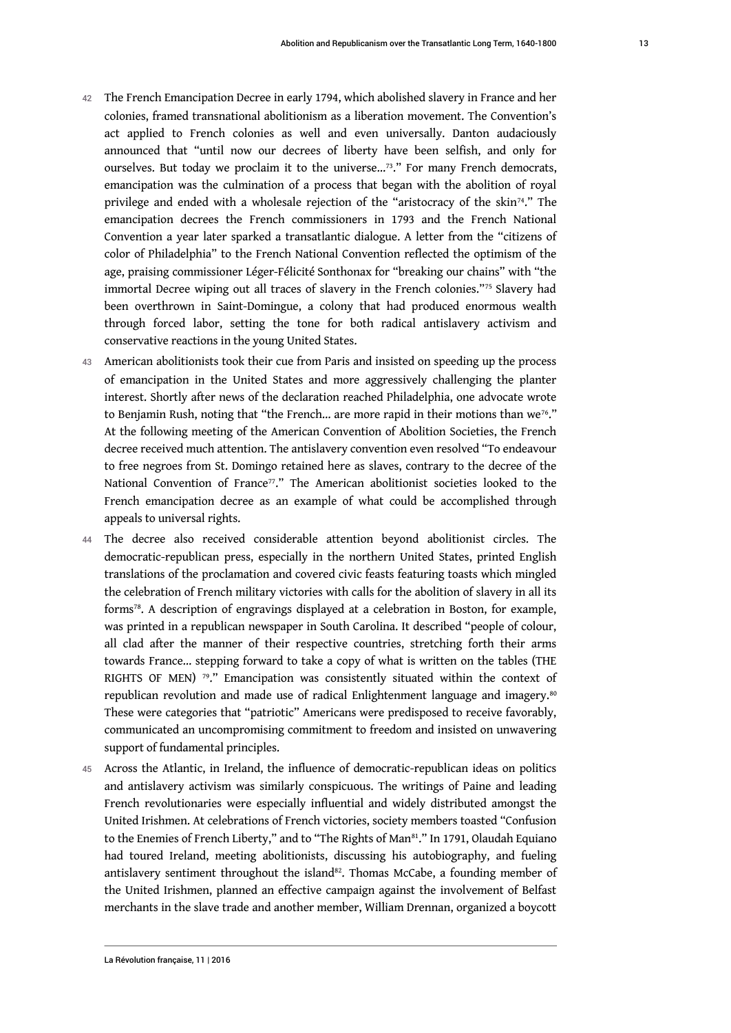42 The French Emancipation Decree in early 1794, which abolished slavery in France and her colonies, framed transnational abolitionism as a liberation movement. The Convention's act applied to French colonies as well and even universally. Danton audaciously announced that "until now our decrees of liberty have been selfish, and only for ourselves. But today we proclaim it to the universe...[73]." For many French democrats, emancipation was the culmination of a process that began with the abolition of royal privilege and ended with a wholesale rejection of the "aristocracy of the skin[74]." The emancipation decrees the French commissioners in 1793 and the French National Convention a year later sparked a transatlantic dialogue. A letter from the "citizens of color of Philadelphia" to the French National Convention reflected the optimism of the age, praising commissioner Léger-Félicité Sonthonax for "breaking our chains" with "the immortal Decree wiping out all traces of slavery in the French colonies."[75] Slavery had been overthrown in Saint-Domingue, a colony that had produced enormous wealth through forced labor, setting the tone for both radical antislavery activism and conservative reactions in the young United States.

43 American abolitionists took their cue from Paris and insisted on speeding up the process of emancipation in the United States and more aggressively challenging the planter interest. Shortly after news of the declaration reached Philadelphia, one advocate wrote to Benjamin Rush, noting that "the French... are more rapid in their motions than we[76]." At the following meeting of the American Convention of Abolition Societies, the French decree received much attention. The antislavery convention even resolved "To endeavour to free negroes from St. Domingo retained here as slaves, contrary to the decree of the National Convention of France[77]." The American abolitionist societies looked to the French emancipation decree as an example of what could be accomplished through appeals to universal rights.

44 The decree also received considerable attention beyond abolitionist circles. The democratic-republican press, especially in the northern United States, printed English translations of the proclamation and covered civic feasts featuring toasts which mingled the celebration of French military victories with calls for the abolition of slavery in all its forms[78]. A description of engravings displayed at a celebration in Boston, for example, was printed in a republican newspaper in South Carolina. It described "people of colour, all clad after the manner of their respective countries, stretching forth their arms towards France... stepping forward to take a copy of what is written on the tables (THE RIGHTS OF MEN) [79]." Emancipation was consistently situated within the context of republican revolution and made use of radical Enlightenment language and imagery.[80] These were categories that "patriotic" Americans were predisposed to receive favorably, communicated an uncompromising commitment to freedom and insisted on unwavering support of fundamental principles.

45 Across the Atlantic, in Ireland, the influence of democratic-republican ideas on politics and antislavery activism was similarly conspicuous. The writings of Paine and leading French revolutionaries were especially influential and widely distributed amongst the United Irishmen. At celebrations of French victories, society members toasted "Confusion to the Enemies of French Liberty," and to "The Rights of Man[81]." In 1791, Olaudah Equiano had toured Ireland, meeting abolitionists, discussing his autobiography, and fueling antislavery sentiment throughout the island[82]. Thomas McCabe, a founding member of the United Irishmen, planned an effective campaign against the involvement of Belfast merchants in the slave trade and another member, William Drennan, organized a boycott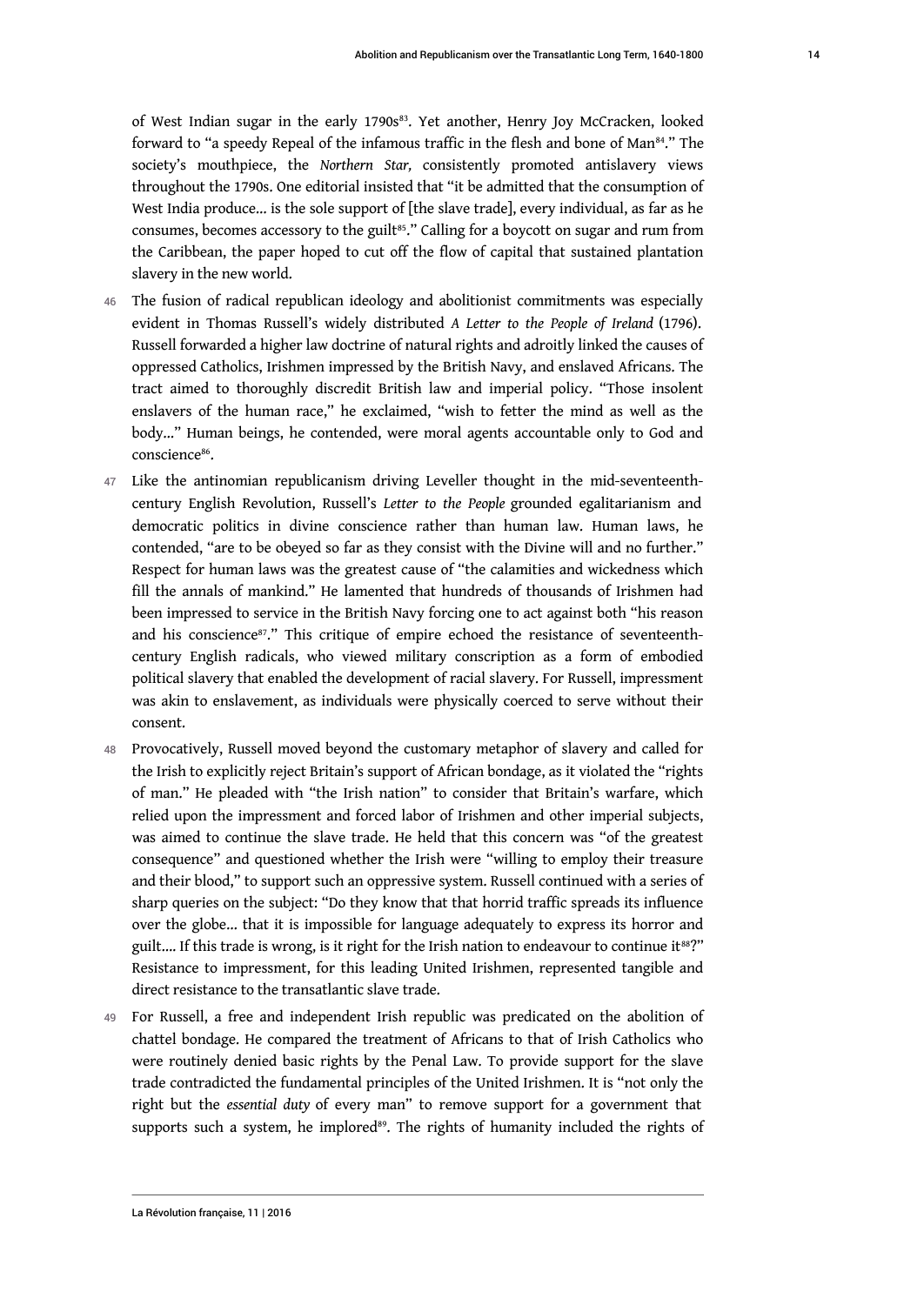of West Indian sugar in the early 1790s[83]. Yet another, Henry Joy McCracken, looked forward to "a speedy Repeal of the infamous traffic in the flesh and bone of Man[84]." The society's mouthpiece, the *Northern Star,* consistently promoted antislavery views throughout the 1790s. One editorial insisted that "it be admitted that the consumption of West India produce... is the sole support of [the slave trade], every individual, as far as he consumes, becomes accessory to the guilt[85]." Calling for a boycott on sugar and rum from the Caribbean, the paper hoped to cut off the flow of capital that sustained plantation slavery in the new world.

46 The fusion of radical republican ideology and abolitionist commitments was especially evident in Thomas Russell's widely distributed *A Letter to the People of Ireland* (1796). Russell forwarded a higher law doctrine of natural rights and adroitly linked the causes of oppressed Catholics, Irishmen impressed by the British Navy, and enslaved Africans. The tract aimed to thoroughly discredit British law and imperial policy. "Those insolent enslavers of the human race," he exclaimed, "wish to fetter the mind as well as the body..." Human beings, he contended, were moral agents accountable only to God and conscience[86].

47 Like the antinomian republicanism driving Leveller thought in the mid-seventeenth-century English Revolution, Russell's *Letter to the People* grounded egalitarianism and democratic politics in divine conscience rather than human law. Human laws, he contended, "are to be obeyed so far as they consist with the Divine will and no further." Respect for human laws was the greatest cause of "the calamities and wickedness which fill the annals of mankind." He lamented that hundreds of thousands of Irishmen had been impressed to service in the British Navy forcing one to act against both "his reason and his conscience[87]." This critique of empire echoed the resistance of seventeenth-century English radicals, who viewed military conscription as a form of embodied political slavery that enabled the development of racial slavery. For Russell, impressment was akin to enslavement, as individuals were physically coerced to serve without their consent.

48 Provocatively, Russell moved beyond the customary metaphor of slavery and called for the Irish to explicitly reject Britain's support of African bondage, as it violated the "rights of man." He pleaded with "the Irish nation" to consider that Britain's warfare, which relied upon the impressment and forced labor of Irishmen and other imperial subjects, was aimed to continue the slave trade. He held that this concern was "of the greatest consequence" and questioned whether the Irish were "willing to employ their treasure and their blood," to support such an oppressive system. Russell continued with a series of sharp queries on the subject: "Do they know that that horrid traffic spreads its influence over the globe... that it is impossible for language adequately to express its horror and guilt.... If this trade is wrong, is it right for the Irish nation to endeavour to continue it[88]?" Resistance to impressment, for this leading United Irishmen, represented tangible and direct resistance to the transatlantic slave trade.

49 For Russell, a free and independent Irish republic was predicated on the abolition of chattel bondage. He compared the treatment of Africans to that of Irish Catholics who were routinely denied basic rights by the Penal Law. To provide support for the slave trade contradicted the fundamental principles of the United Irishmen. It is "not only the right but the *essential duty* of every man" to remove support for a government that supports such a system, he implored[89]. The rights of humanity included the rights of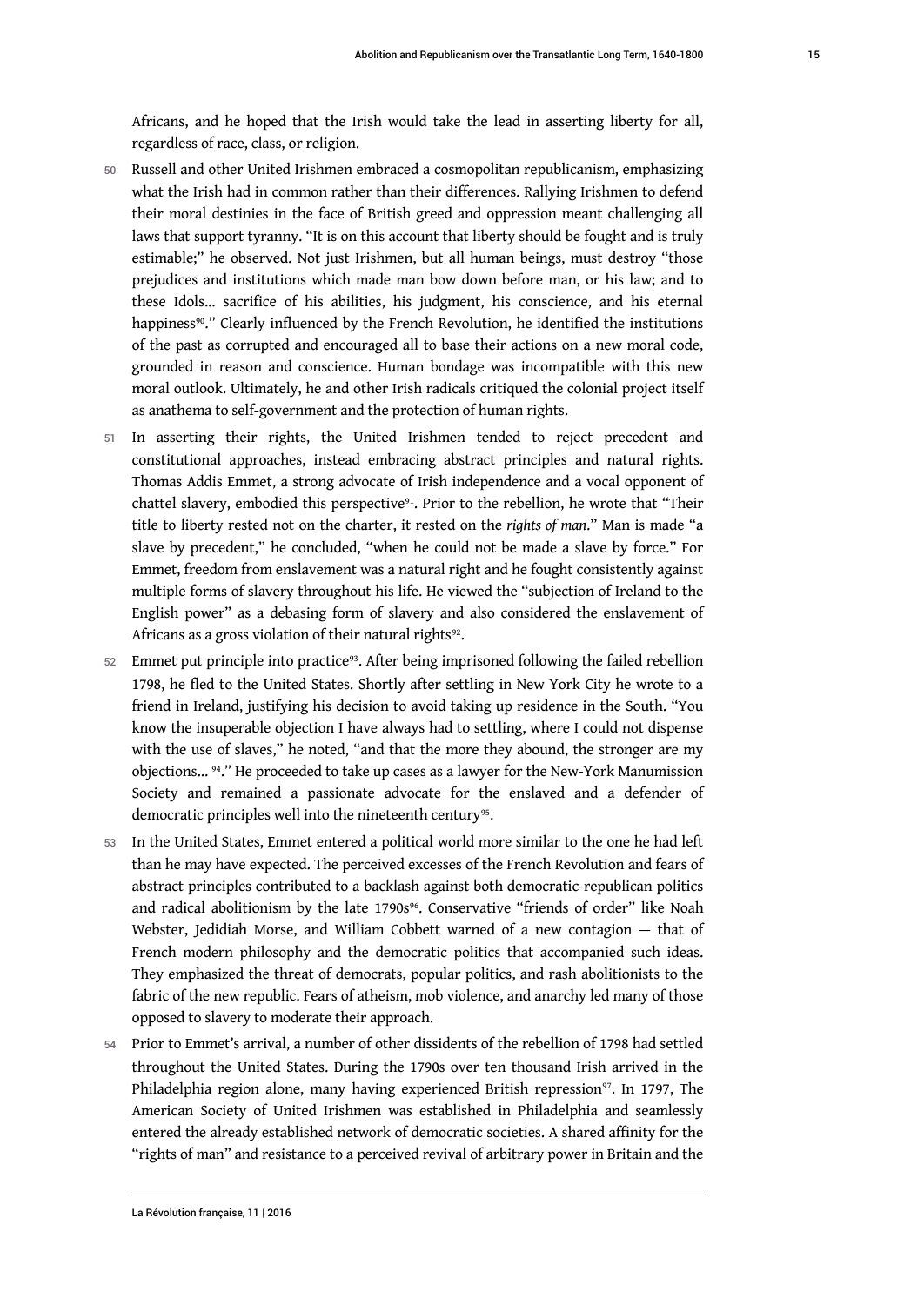Africans, and he hoped that the Irish would take the lead in asserting liberty for all, regardless of race, class, or religion.

50 Russell and other United Irishmen embraced a cosmopolitan republicanism, emphasizing what the Irish had in common rather than their differences. Rallying Irishmen to defend their moral destinies in the face of British greed and oppression meant challenging all laws that support tyranny. "It is on this account that liberty should be fought and is truly estimable;" he observed. Not just Irishmen, but all human beings, must destroy "those prejudices and institutions which made man bow down before man, or his law; and to these Idols... sacrifice of his abilities, his judgment, his conscience, and his eternal happiness[90]." Clearly influenced by the French Revolution, he identified the institutions of the past as corrupted and encouraged all to base their actions on a new moral code, grounded in reason and conscience. Human bondage was incompatible with this new moral outlook. Ultimately, he and other Irish radicals critiqued the colonial project itself as anathema to self-government and the protection of human rights.

51 In asserting their rights, the United Irishmen tended to reject precedent and constitutional approaches, instead embracing abstract principles and natural rights. Thomas Addis Emmet, a strong advocate of Irish independence and a vocal opponent of chattel slavery, embodied this perspective[91]. Prior to the rebellion, he wrote that "Their title to liberty rested not on the charter, it rested on the *rights of man*." Man is made "a slave by precedent," he concluded, "when he could not be made a slave by force." For Emmet, freedom from enslavement was a natural right and he fought consistently against multiple forms of slavery throughout his life. He viewed the "subjection of Ireland to the English power" as a debasing form of slavery and also considered the enslavement of Africans as a gross violation of their natural rights[92].

52 Emmet put principle into practice[93]. After being imprisoned following the failed rebellion 1798, he fled to the United States. Shortly after settling in New York City he wrote to a friend in Ireland, justifying his decision to avoid taking up residence in the South. "You know the insuperable objection I have always had to settling, where I could not dispense with the use of slaves," he noted, "and that the more they abound, the stronger are my objections... [94]." He proceeded to take up cases as a lawyer for the New-York Manumission Society and remained a passionate advocate for the enslaved and a defender of democratic principles well into the nineteenth century[95].

53 In the United States, Emmet entered a political world more similar to the one he had left than he may have expected. The perceived excesses of the French Revolution and fears of abstract principles contributed to a backlash against both democratic-republican politics and radical abolitionism by the late 1790s[96]. Conservative "friends of order" like Noah Webster, Jedidiah Morse, and William Cobbett warned of a new contagion — that of French modern philosophy and the democratic politics that accompanied such ideas. They emphasized the threat of democrats, popular politics, and rash abolitionists to the fabric of the new republic. Fears of atheism, mob violence, and anarchy led many of those opposed to slavery to moderate their approach.

54 Prior to Emmet's arrival, a number of other dissidents of the rebellion of 1798 had settled throughout the United States. During the 1790s over ten thousand Irish arrived in the Philadelphia region alone, many having experienced British repression[97]. In 1797, The American Society of United Irishmen was established in Philadelphia and seamlessly entered the already established network of democratic societies. A shared affinity for the "rights of man" and resistance to a perceived revival of arbitrary power in Britain and the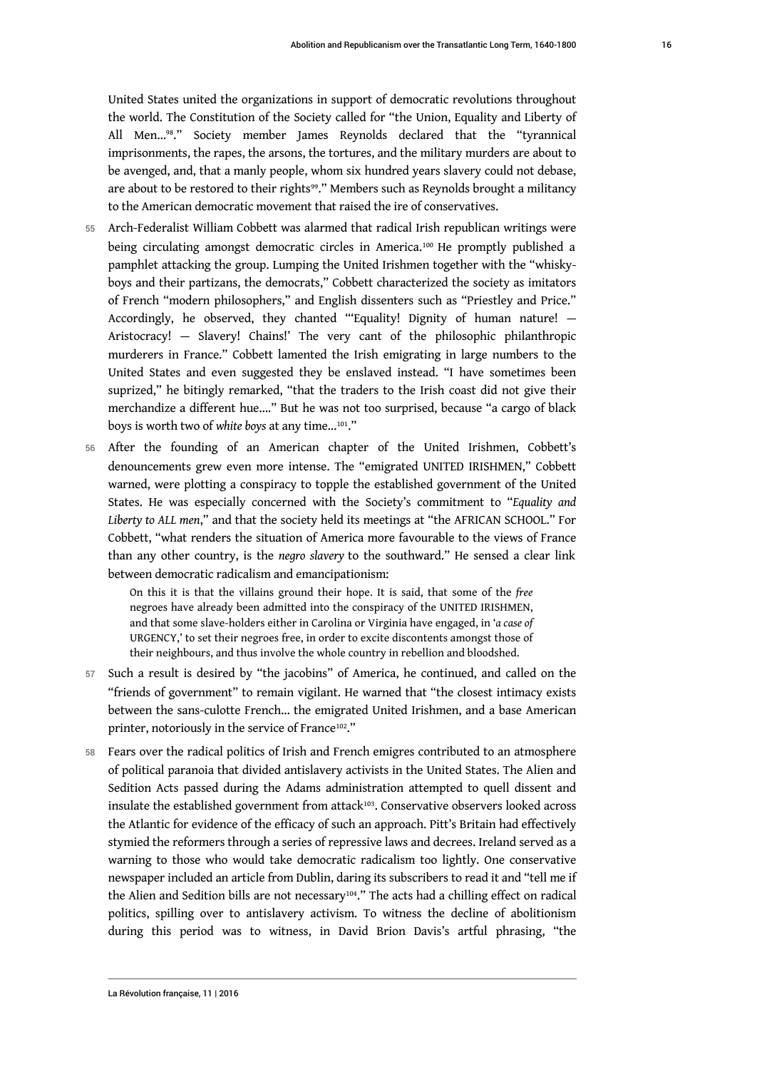United States united the organizations in support of democratic revolutions throughout the world. The Constitution of the Society called for "the Union, Equality and Liberty of All Men...[98]." Society member James Reynolds declared that the "tyrannical imprisonments, the rapes, the arsons, the tortures, and the military murders are about to be avenged, and, that a manly people, whom six hundred years slavery could not debase, are about to be restored to their rights[99]." Members such as Reynolds brought a militancy to the American democratic movement that raised the ire of conservatives.

55 Arch-Federalist William Cobbett was alarmed that radical Irish republican writings were being circulating amongst democratic circles in America.[100] He promptly published a pamphlet attacking the group. Lumping the United Irishmen together with the "whisky-boys and their partizans, the democrats," Cobbett characterized the society as imitators of French "modern philosophers," and English dissenters such as "Priestley and Price." Accordingly, he observed, they chanted "'Equality! Dignity of human nature! — Aristocracy! — Slavery! Chains!' The very cant of the philosophic philanthropic murderers in France." Cobbett lamented the Irish emigrating in large numbers to the United States and even suggested they be enslaved instead. "I have sometimes been suprized," he bitingly remarked, "that the traders to the Irish coast did not give their merchandize a different hue...." But he was not too surprised, because "a cargo of black boys is worth two of *white boys* at any time...[101]."

56 After the founding of an American chapter of the United Irishmen, Cobbett's denouncements grew even more intense. The "emigrated UNITED IRISHMEN," Cobbett warned, were plotting a conspiracy to topple the established government of the United States. He was especially concerned with the Society's commitment to "*Equality and Liberty to ALL men*," and that the society held its meetings at "the AFRICAN SCHOOL." For Cobbett, "what renders the situation of America more favourable to the views of France than any other country, is the *negro slavery* to the southward." He sensed a clear link between democratic radicalism and emancipationism:

> On this it is that the villains ground their hope. It is said, that some of the *free* negroes have already been admitted into the conspiracy of the UNITED IRISHMEN, and that some slave-holders either in Carolina or Virginia have engaged, in '*a case of* URGENCY,' to set their negroes free, in order to excite discontents amongst those of their neighbours, and thus involve the whole country in rebellion and bloodshed.

57 Such a result is desired by "the jacobins" of America, he continued, and called on the "friends of government" to remain vigilant. He warned that "the closest intimacy exists between the sans-culotte French... the emigrated United Irishmen, and a base American printer, notoriously in the service of France[102]."

58 Fears over the radical politics of Irish and French emigres contributed to an atmosphere of political paranoia that divided antislavery activists in the United States. The Alien and Sedition Acts passed during the Adams administration attempted to quell dissent and insulate the established government from attack[103]. Conservative observers looked across the Atlantic for evidence of the efficacy of such an approach. Pitt's Britain had effectively stymied the reformers through a series of repressive laws and decrees. Ireland served as a warning to those who would take democratic radicalism too lightly. One conservative newspaper included an article from Dublin, daring its subscribers to read it and "tell me if the Alien and Sedition bills are not necessary[104]." The acts had a chilling effect on radical politics, spilling over to antislavery activism. To witness the decline of abolitionism during this period was to witness, in David Brion Davis's artful phrasing, "the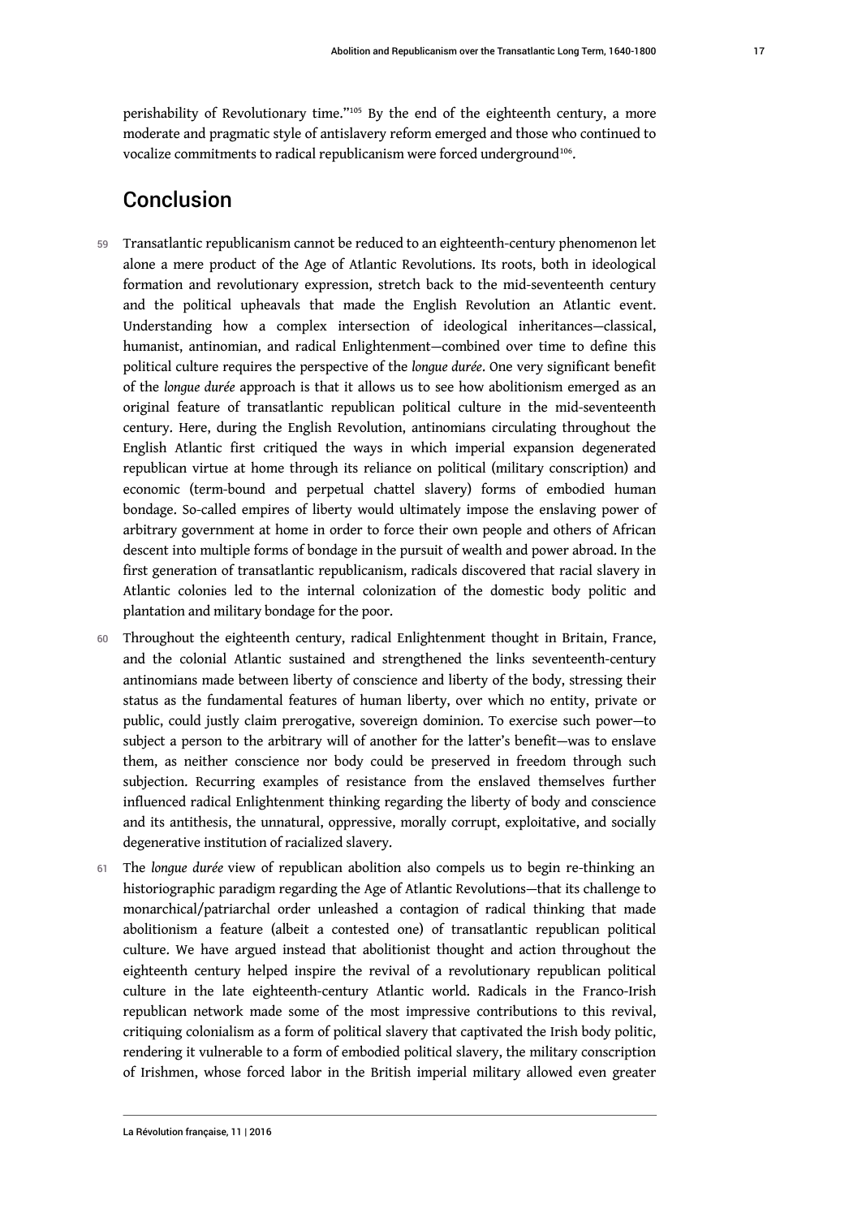perishability of Revolutionary time."[105] By the end of the eighteenth century, a more moderate and pragmatic style of antislavery reform emerged and those who continued to vocalize commitments to radical republicanism were forced underground[106].

## Conclusion

59 Transatlantic republicanism cannot be reduced to an eighteenth-century phenomenon let alone a mere product of the Age of Atlantic Revolutions. Its roots, both in ideological formation and revolutionary expression, stretch back to the mid-seventeenth century and the political upheavals that made the English Revolution an Atlantic event. Understanding how a complex intersection of ideological inheritances—classical, humanist, antinomian, and radical Enlightenment—combined over time to define this political culture requires the perspective of the *longue durée*. One very significant benefit of the *longue durée* approach is that it allows us to see how abolitionism emerged as an original feature of transatlantic republican political culture in the mid-seventeenth century. Here, during the English Revolution, antinomians circulating throughout the English Atlantic first critiqued the ways in which imperial expansion degenerated republican virtue at home through its reliance on political (military conscription) and economic (term-bound and perpetual chattel slavery) forms of embodied human bondage. So-called empires of liberty would ultimately impose the enslaving power of arbitrary government at home in order to force their own people and others of African descent into multiple forms of bondage in the pursuit of wealth and power abroad. In the first generation of transatlantic republicanism, radicals discovered that racial slavery in Atlantic colonies led to the internal colonization of the domestic body politic and plantation and military bondage for the poor.

60 Throughout the eighteenth century, radical Enlightenment thought in Britain, France, and the colonial Atlantic sustained and strengthened the links seventeenth-century antinomians made between liberty of conscience and liberty of the body, stressing their status as the fundamental features of human liberty, over which no entity, private or public, could justly claim prerogative, sovereign dominion. To exercise such power—to subject a person to the arbitrary will of another for the latter's benefit—was to enslave them, as neither conscience nor body could be preserved in freedom through such subjection. Recurring examples of resistance from the enslaved themselves further influenced radical Enlightenment thinking regarding the liberty of body and conscience and its antithesis, the unnatural, oppressive, morally corrupt, exploitative, and socially degenerative institution of racialized slavery.

61 The *longue durée* view of republican abolition also compels us to begin re-thinking an historiographic paradigm regarding the Age of Atlantic Revolutions—that its challenge to monarchical/patriarchal order unleashed a contagion of radical thinking that made abolitionism a feature (albeit a contested one) of transatlantic republican political culture. We have argued instead that abolitionist thought and action throughout the eighteenth century helped inspire the revival of a revolutionary republican political culture in the late eighteenth-century Atlantic world. Radicals in the Franco-Irish republican network made some of the most impressive contributions to this revival, critiquing colonialism as a form of political slavery that captivated the Irish body politic, rendering it vulnerable to a form of embodied political slavery, the military conscription of Irishmen, whose forced labor in the British imperial military allowed even greater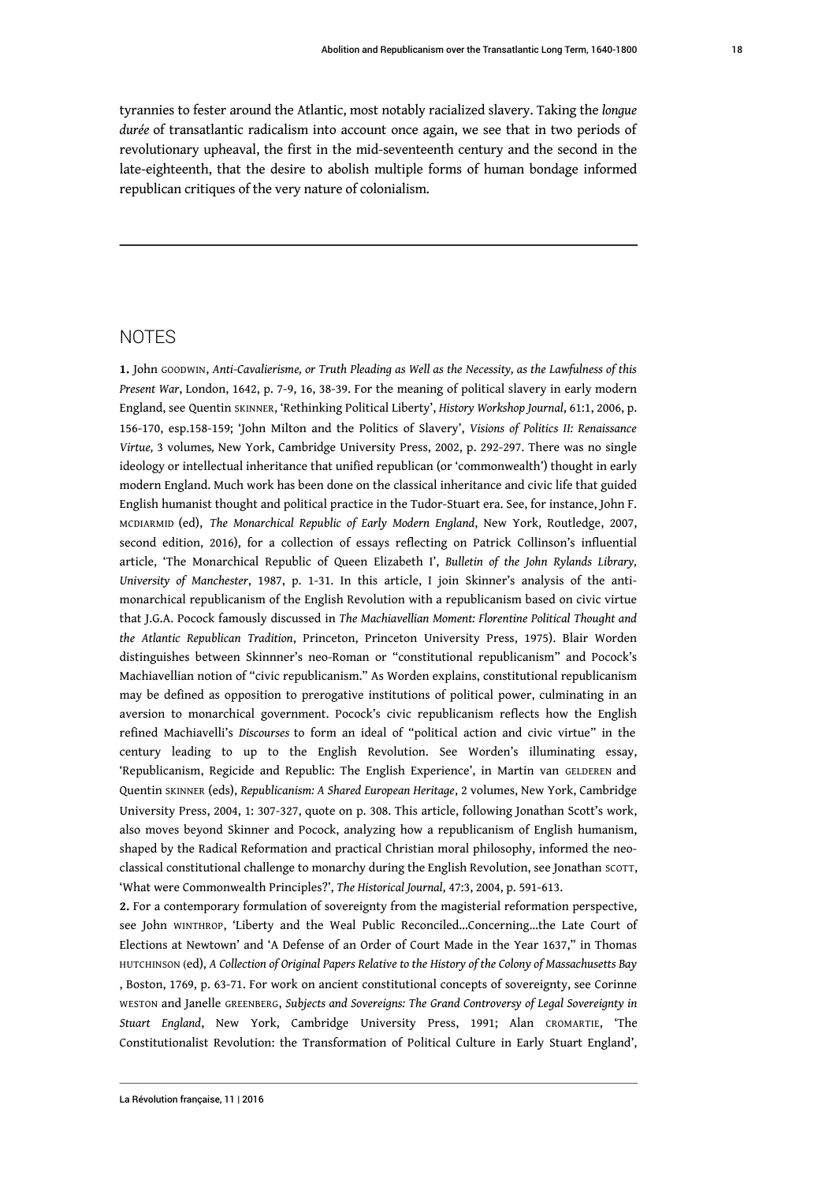tyrannies to fester around the Atlantic, most notably racialized slavery. Taking the *longue durée* of transatlantic radicalism into account once again, we see that in two periods of revolutionary upheaval, the first in the mid-seventeenth century and the second in the late-eighteenth, that the desire to abolish multiple forms of human bondage informed republican critiques of the very nature of colonialism.

---

## NOTES

**1.** John GOODWIN, *Anti-Cavalierisme, or Truth Pleading as Well as the Necessity, as the Lawfulness of this Present War*, London, 1642, p. 7-9, 16, 38-39. For the meaning of political slavery in early modern England, see Quentin SKINNER, 'Rethinking Political Liberty', *History Workshop Journal*, 61:1, 2006, p. 156-170, esp.158-159; 'John Milton and the Politics of Slavery', *Visions of Politics II: Renaissance Virtue,* 3 volumes, New York, Cambridge University Press, 2002, p. 292-297. There was no single ideology or intellectual inheritance that unified republican (or 'commonwealth') thought in early modern England. Much work has been done on the classical inheritance and civic life that guided English humanist thought and political practice in the Tudor-Stuart era. See, for instance, John F. MCDIARMID (ed), *The Monarchical Republic of Early Modern England*, New York, Routledge, 2007, second edition, 2016), for a collection of essays reflecting on Patrick Collinson's influential article, 'The Monarchical Republic of Queen Elizabeth I', *Bulletin of the John Rylands Library, University of Manchester*, 1987, p. 1-31. In this article, I join Skinner's analysis of the anti-monarchical republicanism of the English Revolution with a republicanism based on civic virtue that J.G.A. Pocock famously discussed in *The Machiavellian Moment: Florentine Political Thought and the Atlantic Republican Tradition*, Princeton, Princeton University Press, 1975). Blair Worden distinguishes between Skinnner's neo-Roman or "constitutional republicanism" and Pocock's Machiavellian notion of "civic republicanism." As Worden explains, constitutional republicanism may be defined as opposition to prerogative institutions of political power, culminating in an aversion to monarchical government. Pocock's civic republicanism reflects how the English refined Machiavelli's *Discourses* to form an ideal of "political action and civic virtue" in the century leading to up to the English Revolution. See Worden's illuminating essay, 'Republicanism, Regicide and Republic: The English Experience', in Martin van GELDEREN and Quentin SKINNER (eds), *Republicanism: A Shared European Heritage*, 2 volumes, New York, Cambridge University Press, 2004, 1: 307-327, quote on p. 308. This article, following Jonathan Scott's work, also moves beyond Skinner and Pocock, analyzing how a republicanism of English humanism, shaped by the Radical Reformation and practical Christian moral philosophy, informed the neo-classical constitutional challenge to monarchy during the English Revolution, see Jonathan SCOTT, 'What were Commonwealth Principles?', *The Historical Journal*, 47:3, 2004, p. 591-613.

**2.** For a contemporary formulation of sovereignty from the magisterial reformation perspective, see John WINTHROP, 'Liberty and the Weal Public Reconciled...Concerning...the Late Court of Elections at Newtown' and 'A Defense of an Order of Court Made in the Year 1637," in Thomas HUTCHINSON (ed), *A Collection of Original Papers Relative to the History of the Colony of Massachusetts Bay* , Boston, 1769, p. 63-71. For work on ancient constitutional concepts of sovereignty, see Corinne WESTON and Janelle GREENBERG, *Subjects and Sovereigns: The Grand Controversy of Legal Sovereignty in Stuart England*, New York, Cambridge University Press, 1991; Alan CROMARTIE, 'The Constitutionalist Revolution: the Transformation of Political Culture in Early Stuart England',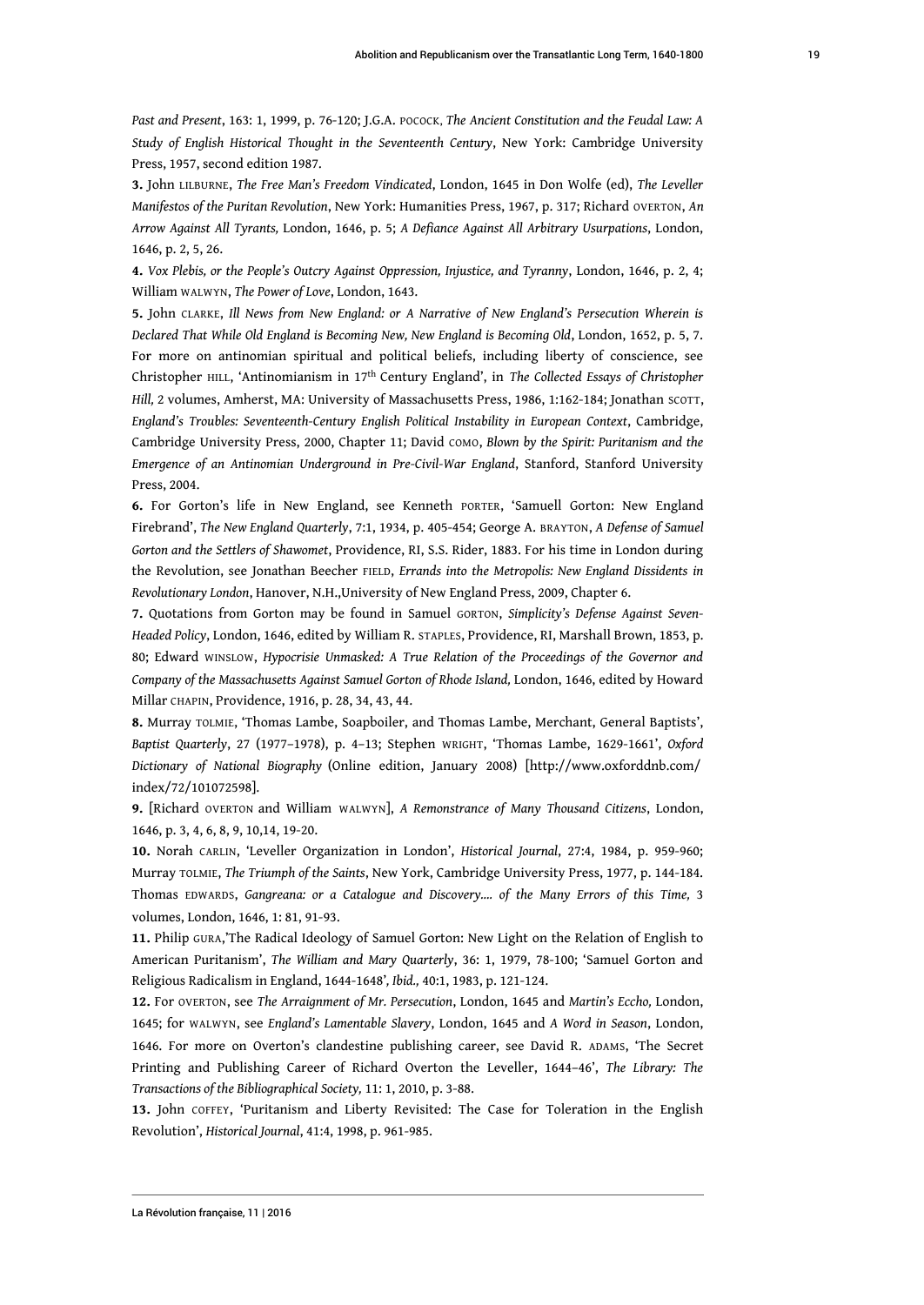*Past and Present*, 163: 1, 1999, p. 76-120; J.G.A. POCOCK, *The Ancient Constitution and the Feudal Law: A Study of English Historical Thought in the Seventeenth Century*, New York: Cambridge University Press, 1957, second edition 1987.

**3.** John LILBURNE, *The Free Man's Freedom Vindicated*, London, 1645 in Don Wolfe (ed), *The Leveller Manifestos of the Puritan Revolution*, New York: Humanities Press, 1967, p. 317; Richard OVERTON, *An Arrow Against All Tyrants,* London, 1646, p. 5; *A Defiance Against All Arbitrary Usurpations*, London, 1646, p. 2, 5, 26.

**4.** *Vox Plebis, or the People's Outcry Against Oppression, Injustice, and Tyranny*, London, 1646, p. 2, 4; William WALWYN, *The Power of Love*, London, 1643.

**5.** John CLARKE, *Ill News from New England: or A Narrative of New England's Persecution Wherein is Declared That While Old England is Becoming New, New England is Becoming Old*, London, 1652, p. 5, 7. For more on antinomian spiritual and political beliefs, including liberty of conscience, see Christopher HILL, 'Antinomianism in 17th Century England', in *The Collected Essays of Christopher Hill,* 2 volumes, Amherst, MA: University of Massachusetts Press, 1986, 1:162-184; Jonathan SCOTT, *England's Troubles: Seventeenth-Century English Political Instability in European Context*, Cambridge, Cambridge University Press, 2000, Chapter 11; David COMO, *Blown by the Spirit: Puritanism and the Emergence of an Antinomian Underground in Pre-Civil-War England*, Stanford, Stanford University Press, 2004.

**6.** For Gorton's life in New England, see Kenneth PORTER, 'Samuell Gorton: New England Firebrand', *The New England Quarterly*, 7:1, 1934, p. 405-454; George A. BRAYTON, *A Defense of Samuel Gorton and the Settlers of Shawomet*, Providence, RI, S.S. Rider, 1883. For his time in London during the Revolution, see Jonathan Beecher FIELD, *Errands into the Metropolis: New England Dissidents in Revolutionary London*, Hanover, N.H.,University of New England Press, 2009, Chapter 6.

**7.** Quotations from Gorton may be found in Samuel GORTON, *Simplicity's Defense Against Seven-Headed Policy*, London, 1646, edited by William R. STAPLES, Providence, RI, Marshall Brown, 1853, p. 80; Edward WINSLOW, *Hypocrisie Unmasked: A True Relation of the Proceedings of the Governor and Company of the Massachusetts Against Samuel Gorton of Rhode Island,* London, 1646, edited by Howard Millar CHAPIN, Providence, 1916, p. 28, 34, 43, 44.

**8.** Murray TOLMIE, 'Thomas Lambe, Soapboiler, and Thomas Lambe, Merchant, General Baptists', *Baptist Quarterly*, 27 (1977–1978), p. 4–13; Stephen WRIGHT, 'Thomas Lambe, 1629-1661', *Oxford Dictionary of National Biography* (Online edition, January 2008) [http://www.oxforddnb.com/index/72/101072598].

**9.** [Richard OVERTON and William WALWYN], *A Remonstrance of Many Thousand Citizens*, London, 1646, p. 3, 4, 6, 8, 9, 10,14, 19-20.

**10.** Norah CARLIN, 'Leveller Organization in London', *Historical Journal*, 27:4, 1984, p. 959-960; Murray TOLMIE, *The Triumph of the Saints*, New York, Cambridge University Press, 1977, p. 144-184. Thomas EDWARDS, *Gangreana: or a Catalogue and Discovery…. of the Many Errors of this Time,* 3 volumes, London, 1646, 1: 81, 91-93.

**11.** Philip GURA,'The Radical Ideology of Samuel Gorton: New Light on the Relation of English to American Puritanism', *The William and Mary Quarterly*, 36: 1, 1979, 78-100; 'Samuel Gorton and Religious Radicalism in England, 1644-1648', *Ibid.,* 40:1, 1983, p. 121-124.

**12.** For OVERTON, see *The Arraignment of Mr. Persecution*, London, 1645 and *Martin's Eccho,* London, 1645; for WALWYN, see *England's Lamentable Slavery*, London, 1645 and *A Word in Season*, London, 1646. For more on Overton's clandestine publishing career, see David R. ADAMS, 'The Secret Printing and Publishing Career of Richard Overton the Leveller, 1644–46', *The Library: The Transactions of the Bibliographical Society,* 11: 1, 2010, p. 3-88.

**13.** John COFFEY, 'Puritanism and Liberty Revisited: The Case for Toleration in the English Revolution', *Historical Journal*, 41:4, 1998, p. 961-985.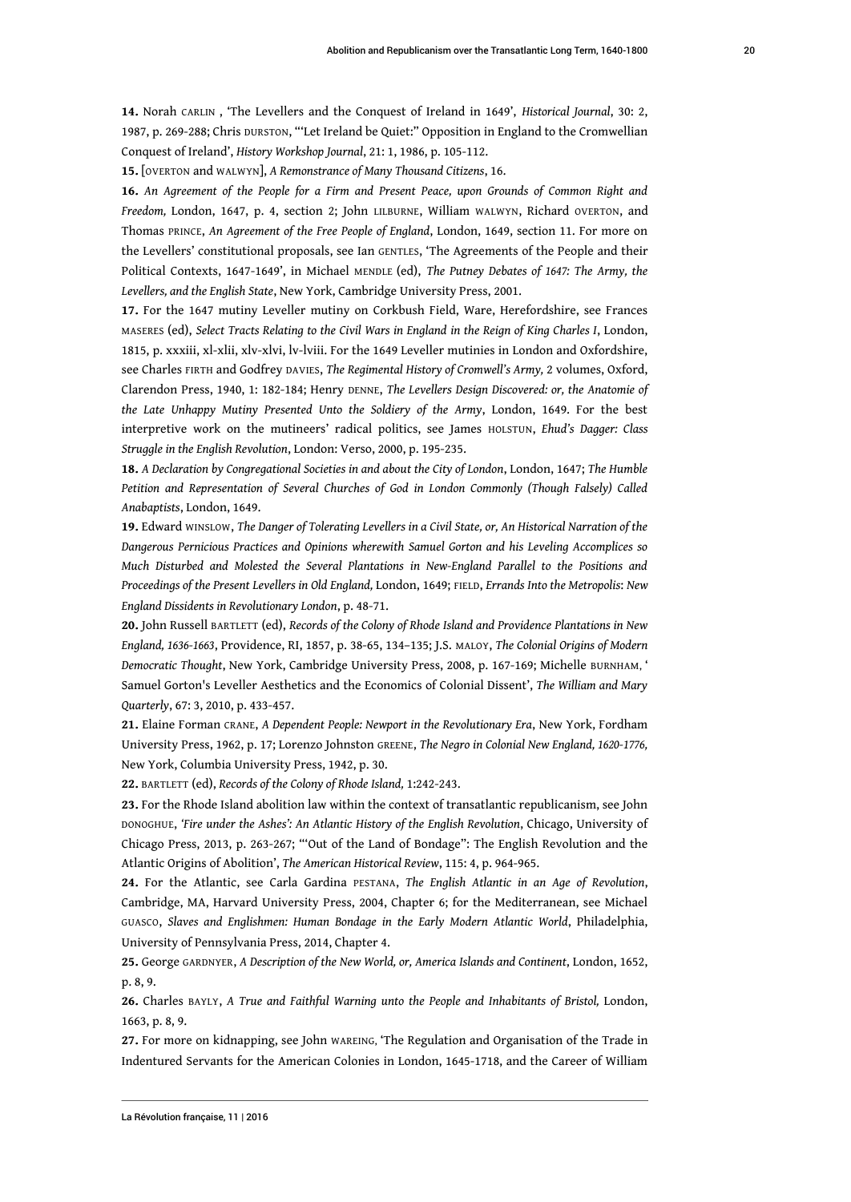**14.** Norah CARLIN , 'The Levellers and the Conquest of Ireland in 1649', *Historical Journal*, 30: 2, 1987, p. 269-288; Chris DURSTON, "'Let Ireland be Quiet:" Opposition in England to the Cromwellian Conquest of Ireland', *History Workshop Journal*, 21: 1, 1986, p. 105-112.

**15.** [OVERTON and WALWYN], *A Remonstrance of Many Thousand Citizens*, 16.

**16.** *An Agreement of the People for a Firm and Present Peace, upon Grounds of Common Right and Freedom,* London, 1647, p. 4, section 2; John LILBURNE, William WALWYN, Richard OVERTON, and Thomas PRINCE, *An Agreement of the Free People of England*, London, 1649, section 11. For more on the Levellers' constitutional proposals, see Ian GENTLES, 'The Agreements of the People and their Political Contexts, 1647-1649', in Michael MENDLE (ed), *The Putney Debates of 1647: The Army, the Levellers, and the English State*, New York, Cambridge University Press, 2001.

**17.** For the 1647 mutiny Leveller mutiny on Corkbush Field, Ware, Herefordshire, see Frances MASERES (ed), *Select Tracts Relating to the Civil Wars in England in the Reign of King Charles I*, London, 1815, p. xxxiii, xl-xlii, xlv-xlvi, lv-lviii. For the 1649 Leveller mutinies in London and Oxfordshire, see Charles FIRTH and Godfrey DAVIES, *The Regimental History of Cromwell's Army,* 2 volumes, Oxford, Clarendon Press, 1940, 1: 182-184; Henry DENNE, *The Levellers Design Discovered: or, the Anatomie of the Late Unhappy Mutiny Presented Unto the Soldiery of the Army*, London, 1649. For the best interpretive work on the mutineers' radical politics, see James HOLSTUN, *Ehud's Dagger: Class Struggle in the English Revolution*, London: Verso, 2000, p. 195-235.

**18.** *A Declaration by Congregational Societies in and about the City of London*, London, 1647; *The Humble Petition and Representation of Several Churches of God in London Commonly (Though Falsely) Called Anabaptists*, London, 1649.

**19.** Edward WINSLOW, *The Danger of Tolerating Levellers in a Civil State, or, An Historical Narration of the Dangerous Pernicious Practices and Opinions wherewith Samuel Gorton and his Leveling Accomplices so Much Disturbed and Molested the Several Plantations in New-England Parallel to the Positions and Proceedings of the Present Levellers in Old England,* London, 1649; FIELD, *Errands Into the Metropolis*: *New England Dissidents in Revolutionary London*, p. 48-71.

**20.** John Russell BARTLETT (ed), *Records of the Colony of Rhode Island and Providence Plantations in New England, 1636-1663*, Providence, RI, 1857, p. 38-65, 134–135; J.S. MALOY, *The Colonial Origins of Modern Democratic Thought*, New York, Cambridge University Press, 2008, p. 167-169; Michelle BURNHAM, ' Samuel Gorton's Leveller Aesthetics and the Economics of Colonial Dissent', *The William and Mary Quarterly*, 67: 3, 2010, p. 433-457.

**21.** Elaine Forman CRANE, *A Dependent People: Newport in the Revolutionary Era*, New York, Fordham University Press, 1962, p. 17; Lorenzo Johnston GREENE, *The Negro in Colonial New England, 1620-1776,* New York, Columbia University Press, 1942, p. 30.

**22.** BARTLETT (ed), *Records of the Colony of Rhode Island,* 1:242-243.

**23.** For the Rhode Island abolition law within the context of transatlantic republicanism, see John DONOGHUE, *'Fire under the Ashes': An Atlantic History of the English Revolution*, Chicago, University of Chicago Press, 2013, p. 263-267; "'Out of the Land of Bondage": The English Revolution and the Atlantic Origins of Abolition', *The American Historical Review*, 115: 4, p. 964-965.

**24.** For the Atlantic, see Carla Gardina PESTANA, *The English Atlantic in an Age of Revolution*, Cambridge, MA, Harvard University Press, 2004, Chapter 6; for the Mediterranean, see Michael GUASCO, *Slaves and Englishmen: Human Bondage in the Early Modern Atlantic World*, Philadelphia, University of Pennsylvania Press, 2014, Chapter 4.

**25.** George GARDNYER, *A Description of the New World, or, America Islands and Continent*, London, 1652, p. 8, 9.

**26.** Charles BAYLY, *A True and Faithful Warning unto the People and Inhabitants of Bristol,* London, 1663, p. 8, 9.

**27.** For more on kidnapping, see John WAREING, 'The Regulation and Organisation of the Trade in Indentured Servants for the American Colonies in London, 1645-1718, and the Career of William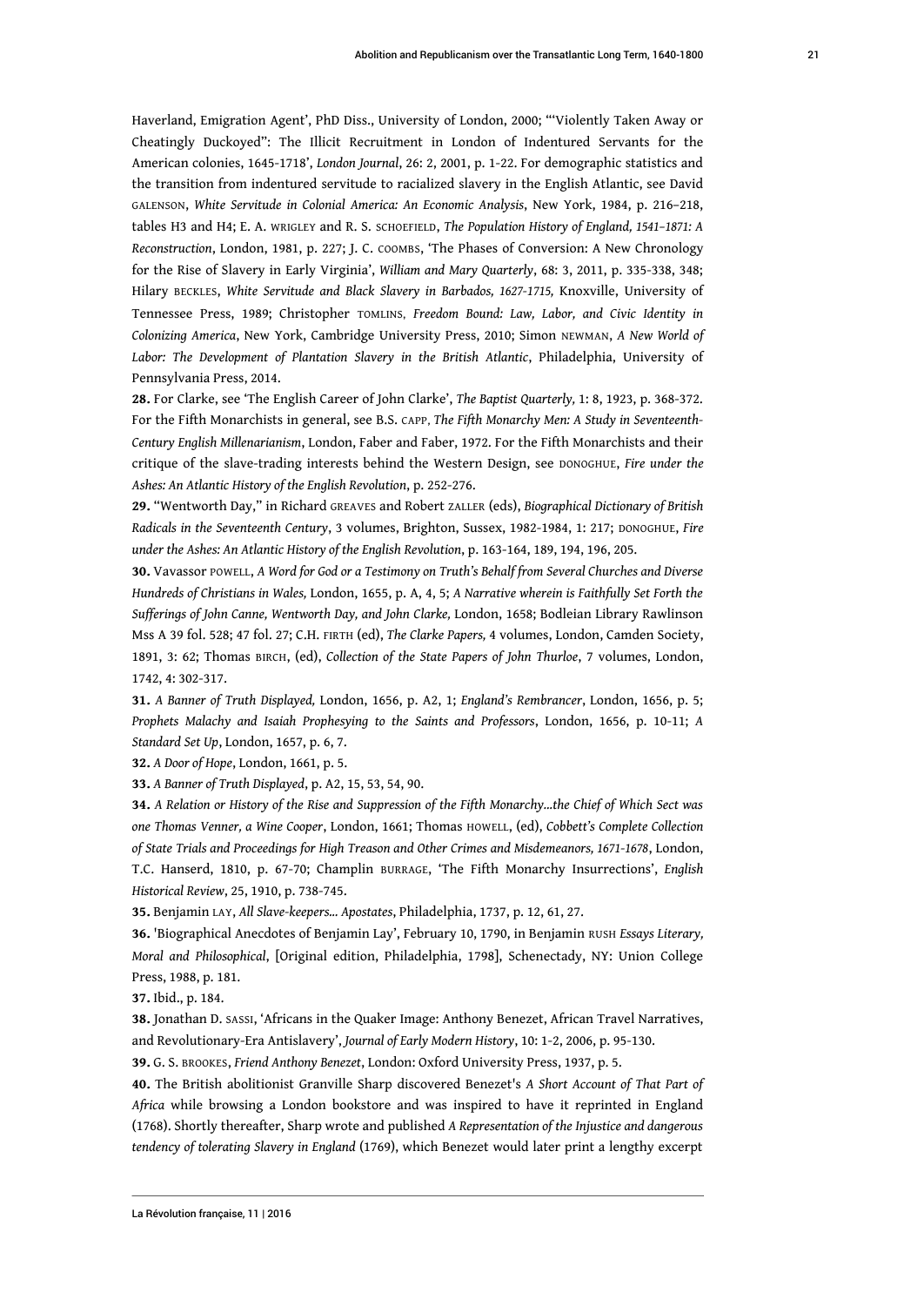Haverland, Emigration Agent', PhD Diss., University of London, 2000; "'Violently Taken Away or Cheatingly Duckoyed": The Illicit Recruitment in London of Indentured Servants for the American colonies, 1645-1718', *London Journal*, 26: 2, 2001, p. 1-22. For demographic statistics and the transition from indentured servitude to racialized slavery in the English Atlantic, see David GALENSON, *White Servitude in Colonial America: An Economic Analysis*, New York, 1984, p. 216–218, tables H3 and H4; E. A. WRIGLEY and R. S. SCHOEFIELD, *The Population History of England, 1541–1871: A Reconstruction*, London, 1981, p. 227; J. C. COOMBS, 'The Phases of Conversion: A New Chronology for the Rise of Slavery in Early Virginia', *William and Mary Quarterly*, 68: 3, 2011, p. 335-338, 348; Hilary BECKLES, *White Servitude and Black Slavery in Barbados, 1627-1715,* Knoxville, University of Tennessee Press, 1989; Christopher TOMLINS, *Freedom Bound: Law, Labor, and Civic Identity in Colonizing America*, New York, Cambridge University Press, 2010; Simon NEWMAN, *A New World of Labor: The Development of Plantation Slavery in the British Atlantic*, Philadelphia, University of Pennsylvania Press, 2014.

**28.** For Clarke, see 'The English Career of John Clarke', *The Baptist Quarterly,* 1: 8, 1923, p. 368-372. For the Fifth Monarchists in general, see B.S. CAPP, *The Fifth Monarchy Men: A Study in Seventeenth-Century English Millenarianism*, London, Faber and Faber, 1972. For the Fifth Monarchists and their critique of the slave-trading interests behind the Western Design, see DONOGHUE, *Fire under the Ashes: An Atlantic History of the English Revolution*, p. 252-276.

**29.** "Wentworth Day," in Richard GREAVES and Robert ZALLER (eds), *Biographical Dictionary of British Radicals in the Seventeenth Century*, 3 volumes, Brighton, Sussex, 1982-1984, 1: 217; DONOGHUE, *Fire under the Ashes: An Atlantic History of the English Revolution*, p. 163-164, 189, 194, 196, 205.

**30.** Vavassor POWELL, *A Word for God or a Testimony on Truth's Behalf from Several Churches and Diverse Hundreds of Christians in Wales,* London, 1655, p. A, 4, 5; *A Narrative wherein is Faithfully Set Forth the Sufferings of John Canne, Wentworth Day, and John Clarke,* London, 1658; Bodleian Library Rawlinson Mss A 39 fol. 528; 47 fol. 27; C.H. FIRTH (ed), *The Clarke Papers,* 4 volumes, London, Camden Society, 1891, 3: 62; Thomas BIRCH, (ed), *Collection of the State Papers of John Thurloe*, 7 volumes, London, 1742, 4: 302-317.

**31.** *A Banner of Truth Displayed,* London, 1656, p. A2, 1; *England's Rembrancer*, London, 1656, p. 5; *Prophets Malachy and Isaiah Prophesying to the Saints and Professors*, London, 1656, p. 10-11; *A Standard Set Up*, London, 1657, p. 6, 7.

**32.** *A Door of Hope*, London, 1661, p. 5.

**33.** *A Banner of Truth Displayed*, p. A2, 15, 53, 54, 90.

**34.** *A Relation or History of the Rise and Suppression of the Fifth Monarchy...the Chief of Which Sect was one Thomas Venner, a Wine Cooper*, London, 1661; Thomas HOWELL, (ed), *Cobbett's Complete Collection of State Trials and Proceedings for High Treason and Other Crimes and Misdemeanors, 1671-1678*, London, T.C. Hanserd, 1810, p. 67-70; Champlin BURRAGE, 'The Fifth Monarchy Insurrections', *English Historical Review*, 25, 1910, p. 738-745.

**35.** Benjamin LAY, *All Slave-keepers... Apostates*, Philadelphia, 1737, p. 12, 61, 27.

**36.** 'Biographical Anecdotes of Benjamin Lay', February 10, 1790, in Benjamin RUSH *Essays Literary, Moral and Philosophical*, [Original edition, Philadelphia, 1798], Schenectady, NY: Union College Press, 1988, p. 181.

**37.** Ibid., p. 184.

**38.** Jonathan D. SASSI, 'Africans in the Quaker Image: Anthony Benezet, African Travel Narratives, and Revolutionary-Era Antislavery', *Journal of Early Modern History*, 10: 1-2, 2006, p. 95-130.

**39.** G. S. BROOKES, *Friend Anthony Benezet*, London: Oxford University Press, 1937, p. 5.

**40.** The British abolitionist Granville Sharp discovered Benezet's *A Short Account of That Part of Africa* while browsing a London bookstore and was inspired to have it reprinted in England (1768). Shortly thereafter, Sharp wrote and published *A Representation of the Injustice and dangerous tendency of tolerating Slavery in England* (1769), which Benezet would later print a lengthy excerpt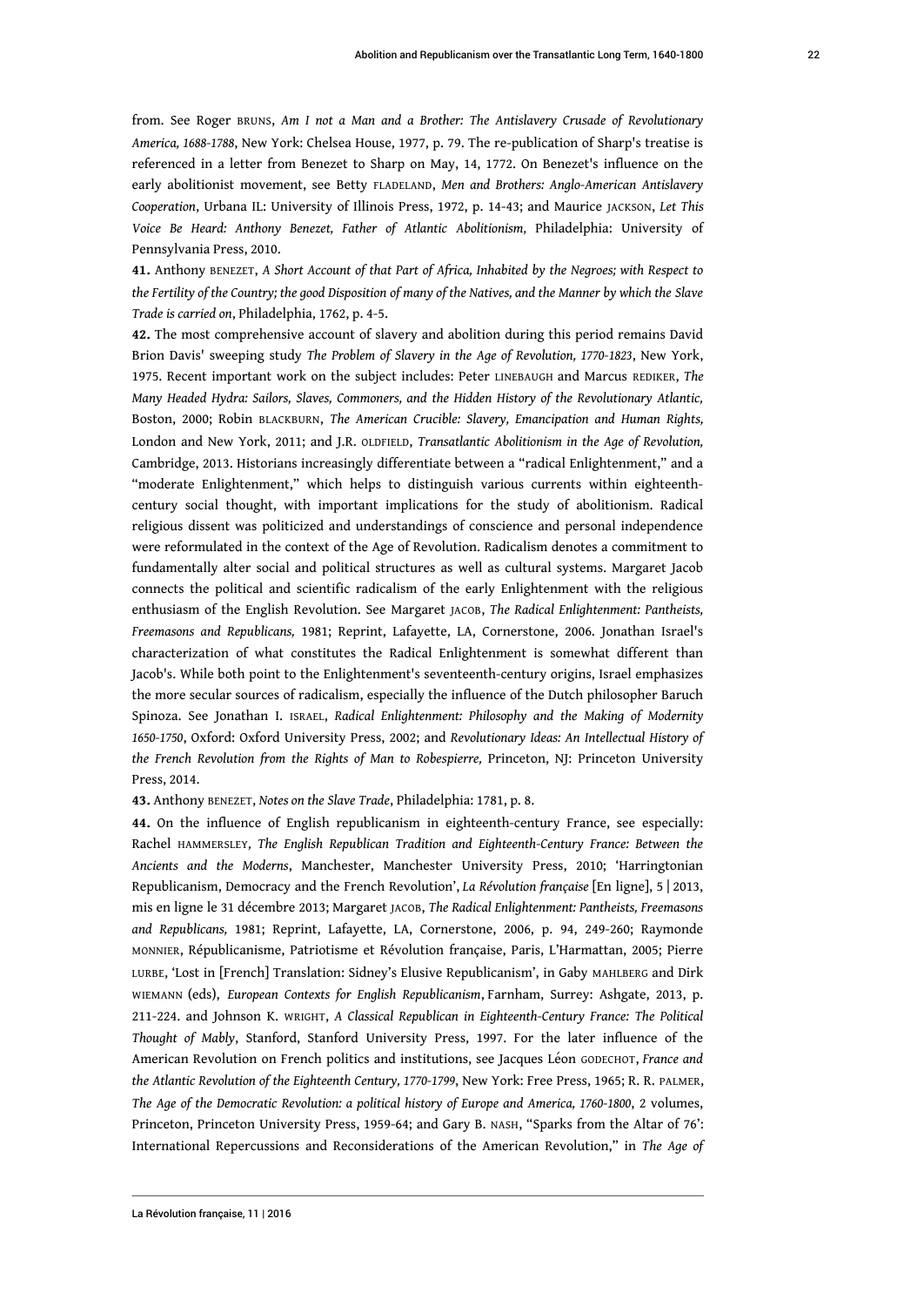from. See Roger BRUNS, *Am I not a Man and a Brother: The Antislavery Crusade of Revolutionary America, 1688-1788*, New York: Chelsea House, 1977, p. 79. The re-publication of Sharp's treatise is referenced in a letter from Benezet to Sharp on May, 14, 1772. On Benezet's influence on the early abolitionist movement, see Betty FLADELAND, *Men and Brothers: Anglo-American Antislavery Cooperation*, Urbana IL: University of Illinois Press, 1972, p. 14-43; and Maurice JACKSON, *Let This Voice Be Heard: Anthony Benezet, Father of Atlantic Abolitionism,* Philadelphia: University of Pennsylvania Press, 2010.

**41.** Anthony BENEZET, *A Short Account of that Part of Africa, Inhabited by the Negroes; with Respect to the Fertility of the Country; the good Disposition of many of the Natives, and the Manner by which the Slave Trade is carried on*, Philadelphia, 1762, p. 4-5.

**42.** The most comprehensive account of slavery and abolition during this period remains David Brion Davis' sweeping study *The Problem of Slavery in the Age of Revolution, 1770-1823*, New York, 1975. Recent important work on the subject includes: Peter LINEBAUGH and Marcus REDIKER, *The Many Headed Hydra: Sailors, Slaves, Commoners, and the Hidden History of the Revolutionary Atlantic,* Boston, 2000; Robin BLACKBURN, *The American Crucible: Slavery, Emancipation and Human Rights,* London and New York, 2011; and J.R. OLDFIELD, *Transatlantic Abolitionism in the Age of Revolution,* Cambridge, 2013. Historians increasingly differentiate between a "radical Enlightenment," and a "moderate Enlightenment," which helps to distinguish various currents within eighteenth-century social thought, with important implications for the study of abolitionism. Radical religious dissent was politicized and understandings of conscience and personal independence were reformulated in the context of the Age of Revolution. Radicalism denotes a commitment to fundamentally alter social and political structures as well as cultural systems. Margaret Jacob connects the political and scientific radicalism of the early Enlightenment with the religious enthusiasm of the English Revolution. See Margaret JACOB, *The Radical Enlightenment: Pantheists, Freemasons and Republicans,* 1981; Reprint, Lafayette, LA, Cornerstone, 2006. Jonathan Israel's characterization of what constitutes the Radical Enlightenment is somewhat different than Jacob's. While both point to the Enlightenment's seventeenth-century origins, Israel emphasizes the more secular sources of radicalism, especially the influence of the Dutch philosopher Baruch Spinoza. See Jonathan I. ISRAEL, *Radical Enlightenment: Philosophy and the Making of Modernity 1650-1750*, Oxford: Oxford University Press, 2002; and *Revolutionary Ideas: An Intellectual History of the French Revolution from the Rights of Man to Robespierre,* Princeton, NJ: Princeton University Press, 2014.

**43.** Anthony BENEZET, *Notes on the Slave Trade*, Philadelphia: 1781, p. 8.

**44.** On the influence of English republicanism in eighteenth-century France, see especially: Rachel HAMMERSLEY, *The English Republican Tradition and Eighteenth-Century France: Between the Ancients and the Moderns*, Manchester, Manchester University Press, 2010; 'Harringtonian Republicanism, Democracy and the French Revolution', *La Révolution française* [En ligne], 5 | 2013, mis en ligne le 31 décembre 2013; Margaret JACOB, *The Radical Enlightenment: Pantheists, Freemasons and Republicans,* 1981; Reprint, Lafayette, LA, Cornerstone, 2006, p. 94, 249-260; Raymonde MONNIER, Républicanisme, Patriotisme et Révolution française, Paris, L'Harmattan, 2005; Pierre LURBE, 'Lost in [French] Translation: Sidney's Elusive Republicanism', in Gaby MAHLBERG and Dirk WIEMANN (eds), *European Contexts for English Republicanism*, Farnham, Surrey: Ashgate, 2013, p. 211-224. and Johnson K. WRIGHT, *A Classical Republican in Eighteenth-Century France: The Political Thought of Mably*, Stanford, Stanford University Press, 1997. For the later influence of the American Revolution on French politics and institutions, see Jacques Léon GODECHOT, *France and the Atlantic Revolution of the Eighteenth Century, 1770-1799*, New York: Free Press, 1965; R. R. PALMER, *The Age of the Democratic Revolution: a political history of Europe and America, 1760-1800*, 2 volumes, Princeton, Princeton University Press, 1959-64; and Gary B. NASH, "Sparks from the Altar of 76': International Repercussions and Reconsiderations of the American Revolution," in *The Age of*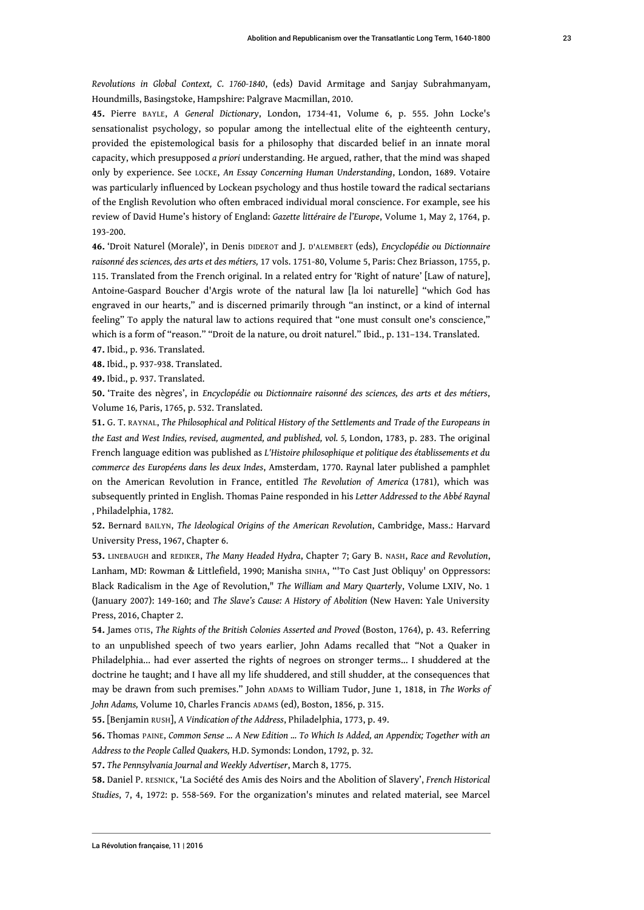*Revolutions in Global Context, C. 1760-1840*, (eds) David Armitage and Sanjay Subrahmanyam, Houndmills, Basingstoke, Hampshire: Palgrave Macmillan, 2010.

**45.** Pierre BAYLE, *A General Dictionary*, London, 1734-41, Volume 6, p. 555. John Locke's sensationalist psychology, so popular among the intellectual elite of the eighteenth century, provided the epistemological basis for a philosophy that discarded belief in an innate moral capacity, which presupposed *a priori* understanding. He argued, rather, that the mind was shaped only by experience. See LOCKE, *An Essay Concerning Human Understanding*, London, 1689. Votaire was particularly influenced by Lockean psychology and thus hostile toward the radical sectarians of the English Revolution who often embraced individual moral conscience. For example, see his review of David Hume's history of England: *Gazette littéraire de l'Europe*, Volume 1, May 2, 1764, p. 193-200.

**46.** 'Droit Naturel (Morale)', in Denis DIDEROT and J. D'ALEMBERT (eds), *Encyclopédie ou Dictionnaire raisonné des sciences, des arts et des métiers,* 17 vols. 1751-80, Volume 5, Paris: Chez Briasson, 1755, p. 115. Translated from the French original. In a related entry for 'Right of nature' [Law of nature], Antoine-Gaspard Boucher d'Argis wrote of the natural law [la loi naturelle] "which God has engraved in our hearts," and is discerned primarily through "an instinct, or a kind of internal feeling" To apply the natural law to actions required that "one must consult one's conscience," which is a form of "reason." "Droit de la nature, ou droit naturel." Ibid., p. 131–134. Translated.

**47.** Ibid., p. 936. Translated.

**48.** Ibid., p. 937-938. Translated.

**49.** Ibid., p. 937. Translated.

**50.** 'Traite des nègres', in *Encyclopédie ou Dictionnaire raisonné des sciences, des arts et des métiers*, Volume 16*,* Paris, 1765, p. 532. Translated.

**51.** G. T. RAYNAL, *The Philosophical and Political History of the Settlements and Trade of the Europeans in the East and West Indies, revised, augmented, and published, vol. 5,* London, 1783, p. 283. The original French language edition was published as *L'Histoire philosophique et politique des établissements et du commerce des Européens dans les deux Indes*, Amsterdam, 1770. Raynal later published a pamphlet on the American Revolution in France, entitled *The Revolution of America* (1781), which was subsequently printed in English. Thomas Paine responded in his *Letter Addressed to the Abbé Raynal* , Philadelphia, 1782.

**52.** Bernard BAILYN, *The Ideological Origins of the American Revolution*, Cambridge, Mass.: Harvard University Press, 1967, Chapter 6.

**53.** LINEBAUGH and REDIKER, *The Many Headed Hydra*, Chapter 7; Gary B. NASH, *Race and Revolution*, Lanham, MD: Rowman & Littlefield, 1990; Manisha SINHA, "'To Cast Just Obliquy' on Oppressors: Black Radicalism in the Age of Revolution," *The William and Mary Quarterly*, Volume LXIV, No. 1 (January 2007): 149-160; and *The Slave's Cause: A History of Abolition* (New Haven: Yale University Press, 2016, Chapter 2.

**54.** James OTIS, *The Rights of the British Colonies Asserted and Proved* (Boston, 1764), p. 43. Referring to an unpublished speech of two years earlier, John Adams recalled that "Not a Quaker in Philadelphia... had ever asserted the rights of negroes on stronger terms... I shuddered at the doctrine he taught; and I have all my life shuddered, and still shudder, at the consequences that may be drawn from such premises." John ADAMS to William Tudor, June 1, 1818, in *The Works of John Adams,* Volume 10, Charles Francis ADAMS (ed), Boston, 1856, p. 315.

**55.** [Benjamin RUSH], *A Vindication of the Address*, Philadelphia, 1773, p. 49.

**56.** Thomas PAINE, *Common Sense ... A New Edition ... To Which Is Added, an Appendix; Together with an Address to the People Called Quakers,* H.D. Symonds: London, 1792, p. 32.

**57.** *The Pennsylvania Journal and Weekly Advertiser*, March 8, 1775.

**58.** Daniel P. RESNICK, 'La Société des Amis des Noirs and the Abolition of Slavery', *French Historical Studies*, 7, 4, 1972: p. 558-569. For the organization's minutes and related material, see Marcel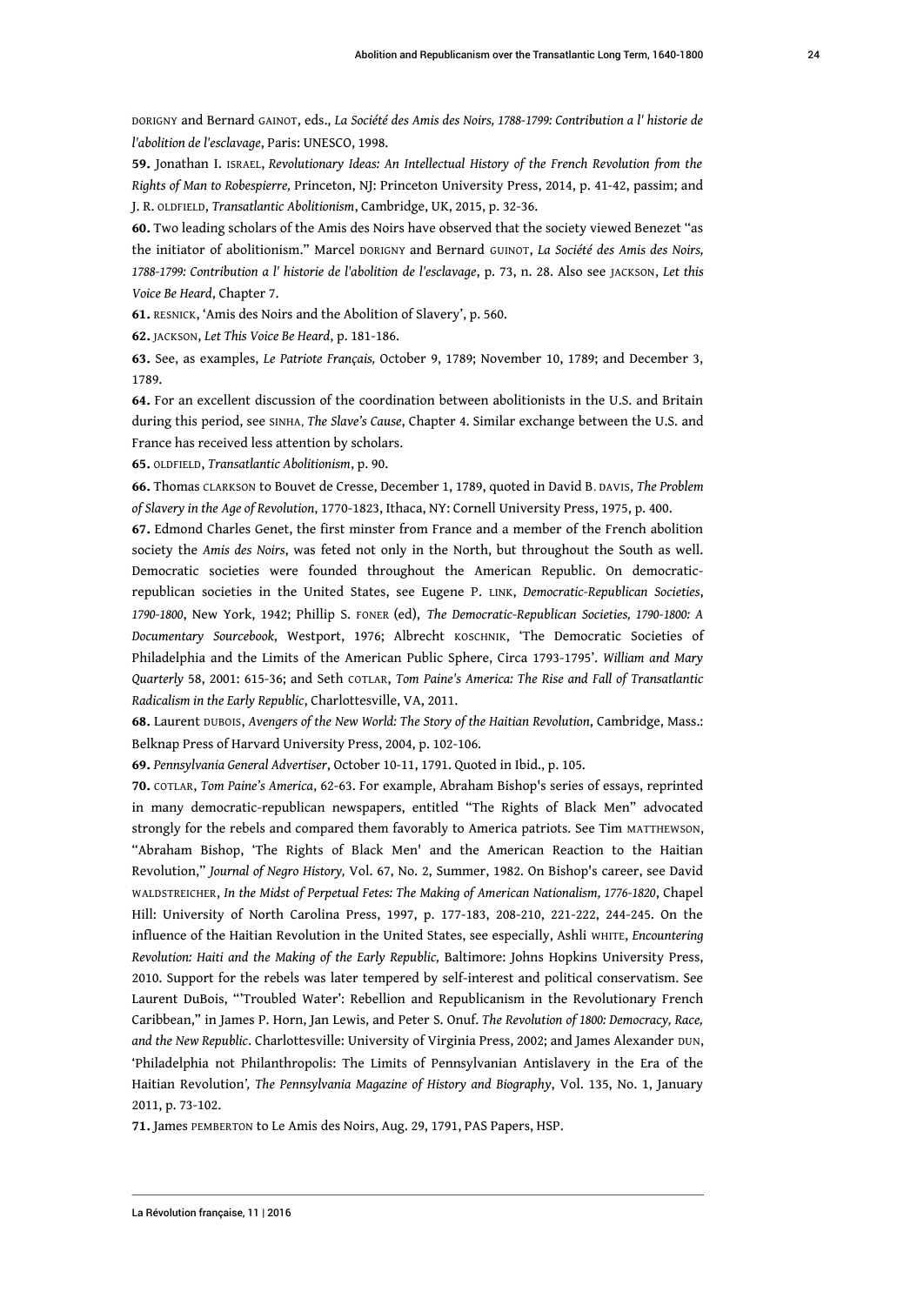DORIGNY and Bernard GAINOT, eds., *La Société des Amis des Noirs, 1788-1799: Contribution a l' historie de l'abolition de l'esclavage*, Paris: UNESCO, 1998.

**59.** Jonathan I. ISRAEL, *Revolutionary Ideas: An Intellectual History of the French Revolution from the Rights of Man to Robespierre,* Princeton, NJ: Princeton University Press, 2014, p. 41-42, passim; and J. R. OLDFIELD, *Transatlantic Abolitionism*, Cambridge, UK, 2015, p. 32-36.

**60.** Two leading scholars of the Amis des Noirs have observed that the society viewed Benezet "as the initiator of abolitionism." Marcel DORIGNY and Bernard GUINOT, *La Société des Amis des Noirs, 1788-1799: Contribution a l' historie de l'abolition de l'esclavage*, p. 73, n. 28. Also see JACKSON, *Let this Voice Be Heard*, Chapter 7.

**61.** RESNICK, 'Amis des Noirs and the Abolition of Slavery', p. 560.

**62.** JACKSON, *Let This Voice Be Heard*, p. 181-186.

**63.** See, as examples, *Le Patriote Français,* October 9, 1789; November 10, 1789; and December 3, 1789.

**64.** For an excellent discussion of the coordination between abolitionists in the U.S. and Britain during this period, see SINHA, *The Slave's Cause*, Chapter 4. Similar exchange between the U.S. and France has received less attention by scholars.

**65.** OLDFIELD, *Transatlantic Abolitionism*, p. 90.

**66.** Thomas CLARKSON to Bouvet de Cresse, December 1, 1789, quoted in David B. DAVIS, *The Problem of Slavery in the Age of Revolution*, 1770-1823, Ithaca, NY: Cornell University Press, 1975, p. 400.

**67.** Edmond Charles Genet, the first minster from France and a member of the French abolition society the *Amis des Noirs*, was feted not only in the North, but throughout the South as well. Democratic societies were founded throughout the American Republic. On democratic-republican societies in the United States, see Eugene P. LINK, *Democratic-Republican Societies, 1790-1800*, New York, 1942; Phillip S. FONER (ed), *The Democratic-Republican Societies, 1790-1800: A Documentary Sourcebook*, Westport, 1976; Albrecht KOSCHNIK, 'The Democratic Societies of Philadelphia and the Limits of the American Public Sphere, Circa 1793-1795'. *William and Mary Quarterly* 58, 2001: 615-36; and Seth COTLAR, *Tom Paine's America: The Rise and Fall of Transatlantic Radicalism in the Early Republic*, Charlottesville, VA, 2011.

**68.** Laurent DUBOIS, *Avengers of the New World: The Story of the Haitian Revolution*, Cambridge, Mass.: Belknap Press of Harvard University Press, 2004, p. 102-106.

**69.** *Pennsylvania General Advertiser*, October 10-11, 1791. Quoted in Ibid., p. 105.

**70.** COTLAR, *Tom Paine's America*, 62-63. For example, Abraham Bishop's series of essays, reprinted in many democratic-republican newspapers, entitled "The Rights of Black Men" advocated strongly for the rebels and compared them favorably to America patriots. See Tim MATTHEWSON, "Abraham Bishop, 'The Rights of Black Men' and the American Reaction to the Haitian Revolution," *Journal of Negro History,* Vol. 67, No. 2, Summer, 1982. On Bishop's career, see David WALDSTREICHER, *In the Midst of Perpetual Fetes: The Making of American Nationalism, 1776-1820*, Chapel Hill: University of North Carolina Press, 1997, p. 177-183, 208-210, 221-222, 244-245. On the influence of the Haitian Revolution in the United States, see especially, Ashli WHITE, *Encountering Revolution: Haiti and the Making of the Early Republic,* Baltimore: Johns Hopkins University Press, 2010. Support for the rebels was later tempered by self-interest and political conservatism. See Laurent DuBois, "'Troubled Water': Rebellion and Republicanism in the Revolutionary French Caribbean," in James P. Horn, Jan Lewis, and Peter S. Onuf. *The Revolution of 1800: Democracy, Race, and the New Republic*. Charlottesville: University of Virginia Press, 2002; and James Alexander DUN, 'Philadelphia not Philanthropolis: The Limits of Pennsylvanian Antislavery in the Era of the Haitian Revolution', *The Pennsylvania Magazine of History and Biography*, Vol. 135, No. 1, January 2011, p. 73-102.

**71.** James PEMBERTON to Le Amis des Noirs, Aug. 29, 1791, PAS Papers, HSP.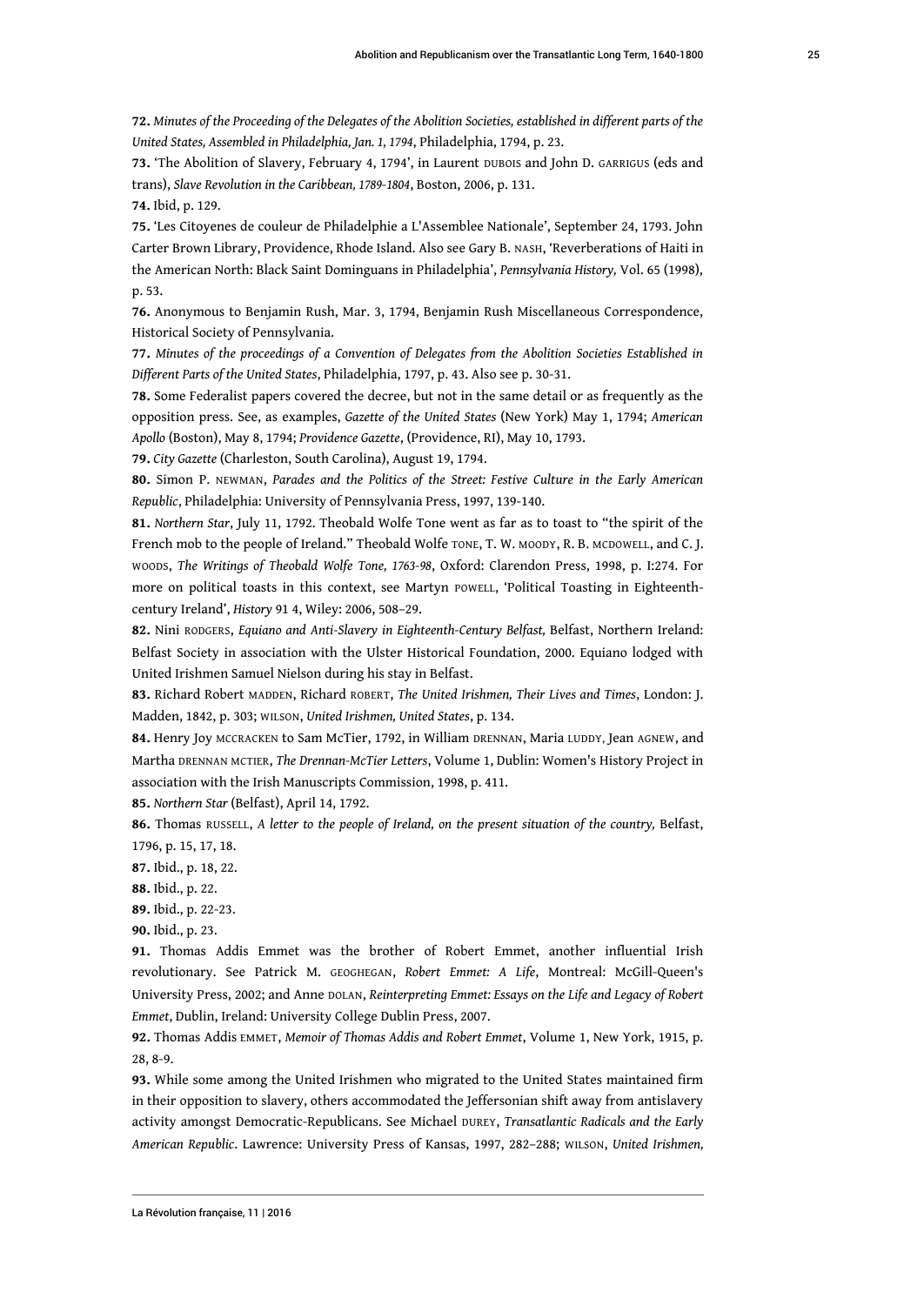**72.** *Minutes of the Proceeding of the Delegates of the Abolition Societies, established in different parts of the United States, Assembled in Philadelphia, Jan. 1, 1794*, Philadelphia, 1794, p. 23.

**73.** 'The Abolition of Slavery, February 4, 1794', in Laurent DUBOIS and John D. GARRIGUS (eds and trans), *Slave Revolution in the Caribbean, 1789-1804*, Boston, 2006, p. 131.

**74.** Ibid, p. 129.

**75.** 'Les Citoyenes de couleur de Philadelphie a L'Assemblee Nationale', September 24, 1793. John Carter Brown Library, Providence, Rhode Island. Also see Gary B. NASH, 'Reverberations of Haiti in the American North: Black Saint Dominguans in Philadelphia', *Pennsylvania History,* Vol. 65 (1998), p. 53.

**76.** Anonymous to Benjamin Rush, Mar. 3, 1794, Benjamin Rush Miscellaneous Correspondence, Historical Society of Pennsylvania.

**77.** *Minutes of the proceedings of a Convention of Delegates from the Abolition Societies Established in Different Parts of the United States*, Philadelphia, 1797, p. 43. Also see p. 30-31.

**78.** Some Federalist papers covered the decree, but not in the same detail or as frequently as the opposition press. See, as examples, *Gazette of the United States* (New York) May 1, 1794; *American Apollo* (Boston), May 8, 1794; *Providence Gazette*, (Providence, RI), May 10, 1793.

**79.** *City Gazette* (Charleston, South Carolina), August 19, 1794.

**80.** Simon P. NEWMAN, *Parades and the Politics of the Street: Festive Culture in the Early American Republic*, Philadelphia: University of Pennsylvania Press, 1997, 139-140.

**81.** *Northern Star*, July 11, 1792. Theobald Wolfe Tone went as far as to toast to "the spirit of the French mob to the people of Ireland." Theobald Wolfe TONE, T. W. MOODY, R. B. MCDOWELL, and C. J. WOODS, *The Writings of Theobald Wolfe Tone, 1763-98*, Oxford: Clarendon Press, 1998, p. I:274. For more on political toasts in this context, see Martyn POWELL, 'Political Toasting in Eighteenth-century Ireland', *History* 91 4, Wiley: 2006, 508–29.

**82.** Nini RODGERS, *Equiano and Anti-Slavery in Eighteenth-Century Belfast,* Belfast, Northern Ireland: Belfast Society in association with the Ulster Historical Foundation, 2000. Equiano lodged with United Irishmen Samuel Nielson during his stay in Belfast.

**83.** Richard Robert MADDEN, Richard ROBERT, *The United Irishmen, Their Lives and Times*, London: J. Madden, 1842, p. 303; WILSON, *United Irishmen, United States*, p. 134.

**84.** Henry Joy MCCRACKEN to Sam McTier, 1792, in William DRENNAN, Maria LUDDY, Jean AGNEW, and Martha DRENNAN MCTIER, *The Drennan-McTier Letters*, Volume 1, Dublin: Women's History Project in association with the Irish Manuscripts Commission, 1998, p. 411.

**85.** *Northern Star* (Belfast), April 14, 1792.

**86.** Thomas RUSSELL, *A letter to the people of Ireland, on the present situation of the country,* Belfast, 1796, p. 15, 17, 18.

**87.** Ibid., p. 18, 22.

**88.** Ibid., p. 22.

**89.** Ibid., p. 22-23.

**90.** Ibid., p. 23.

**91.** Thomas Addis Emmet was the brother of Robert Emmet, another influential Irish revolutionary. See Patrick M. GEOGHEGAN, *Robert Emmet: A Life*, Montreal: McGill-Queen's University Press, 2002; and Anne DOLAN, *Reinterpreting Emmet: Essays on the Life and Legacy of Robert Emmet*, Dublin, Ireland: University College Dublin Press, 2007.

**92.** Thomas Addis EMMET, *Memoir of Thomas Addis and Robert Emmet*, Volume 1, New York, 1915, p. 28, 8-9.

**93.** While some among the United Irishmen who migrated to the United States maintained firm in their opposition to slavery, others accommodated the Jeffersonian shift away from antislavery activity amongst Democratic-Republicans. See Michael DUREY, *Transatlantic Radicals and the Early American Republic*. Lawrence: University Press of Kansas, 1997, 282–288; WILSON, *United Irishmen,*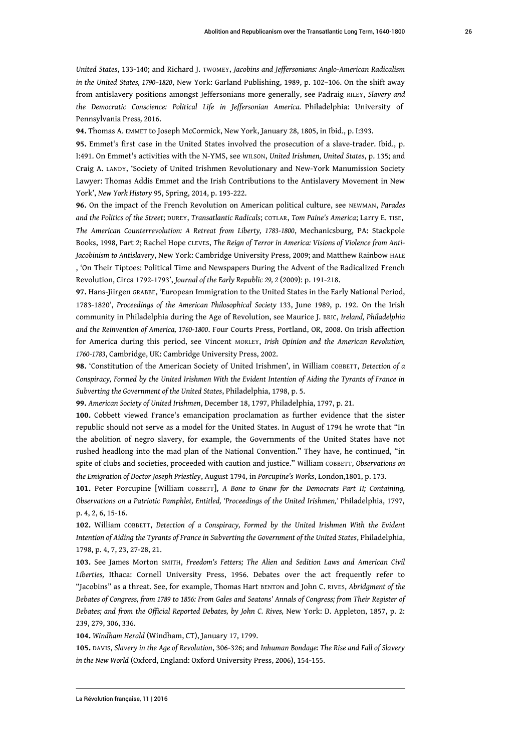*United States*, 133-140; and Richard J. TWOMEY, *Jacobins and Jeffersonians: Anglo-American Radicalism in the United States, 1790–1820*, New York: Garland Publishing, 1989, p. 102–106. On the shift away from antislavery positions amongst Jeffersonians more generally, see Padraig RILEY, *Slavery and the Democratic Conscience: Political Life in Jeffersonian America.* Philadelphia: University of Pennsylvania Press, 2016.

**94.** Thomas A. EMMET to Joseph McCormick, New York, January 28, 1805, in Ibid., p. I:393.

**95.** Emmet's first case in the United States involved the prosecution of a slave-trader. Ibid., p. I:491. On Emmet's activities with the N-YMS, see WILSON, *United Irishmen, United States*, p. 135; and Craig A. LANDY, 'Society of United Irishmen Revolutionary and New-York Manumission Society Lawyer: Thomas Addis Emmet and the Irish Contributions to the Antislavery Movement in New York', *New York History* 95, Spring, 2014, p. 193-222.

**96.** On the impact of the French Revolution on American political culture, see NEWMAN, *Parades and the Politics of the Street*; DUREY, *Transatlantic Radicals*; COTLAR, *Tom Paine's America*; Larry E. TISE, *The American Counterrevolution: A Retreat from Liberty, 1783-1800*, Mechanicsburg, PA: Stackpole Books, 1998, Part 2; Rachel Hope CLEVES, *The Reign of Terror in America: Visions of Violence from Anti-Jacobinism to Antislavery*, New York: Cambridge University Press, 2009; and Matthew Rainbow HALE , 'On Their Tiptoes: Political Time and Newspapers During the Advent of the Radicalized French Revolution, Circa 1792-1793', *Journal of the Early Republic 29, 2* (2009): p. 191-218.

**97.** Hans-Jiirgen GRABBE, 'European Immigration to the United States in the Early National Period, 1783-1820', *Proceedings of the American Philosophical Society* 133, June 1989, p. 192. On the Irish community in Philadelphia during the Age of Revolution, see Maurice J. BRIC, *Ireland, Philadelphia and the Reinvention of America, 1760-1800*. Four Courts Press, Portland, OR, 2008. On Irish affection for America during this period, see Vincent MORLEY, *Irish Opinion and the American Revolution, 1760-1783*, Cambridge, UK: Cambridge University Press, 2002.

**98.** 'Constitution of the American Society of United Irishmen', in William COBBETT, *Detection of a Conspiracy, Formed by the United Irishmen With the Evident Intention of Aiding the Tyrants of France in Subverting the Government of the United States*, Philadelphia, 1798, p. 5.

**99.** *American Society of United Irishmen*, December 18, 1797, Philadelphia, 1797, p. 21.

**100.** Cobbett viewed France's emancipation proclamation as further evidence that the sister republic should not serve as a model for the United States. In August of 1794 he wrote that "In the abolition of negro slavery, for example, the Governments of the United States have not rushed headlong into the mad plan of the National Convention." They have, he continued, "in spite of clubs and societies, proceeded with caution and justice." William COBBETT, *Observations on the Emigration of Doctor Joseph Priestley*, August 1794, in *Porcupine's Works*, London,1801, p. 173.

**101.** Peter Porcupine [William COBBETT], *A Bone to Gnaw for the Democrats Part II; Containing, Observations on a Patriotic Pamphlet, Entitled, 'Proceedings of the United Irishmen,'* Philadelphia, 1797, p. 4, 2, 6, 15-16.

**102.** William COBBETT, *Detection of a Conspiracy, Formed by the United Irishmen With the Evident Intention of Aiding the Tyrants of France in Subverting the Government of the United States*, Philadelphia, 1798, p. 4, 7, 23, 27-28, 21.

**103.** See James Morton SMITH, *Freedom's Fetters; The Alien and Sedition Laws and American Civil Liberties,* Ithaca: Cornell University Press, 1956. Debates over the act frequently refer to "Jacobins" as a threat. See, for example, Thomas Hart BENTON and John C. RIVES, *Abridgment of the Debates of Congress, from 1789 to 1856: From Gales and Seatons' Annals of Congress; from Their Register of Debates; and from the Official Reported Debates, by John C. Rives,* New York: D. Appleton, 1857, p. 2: 239, 279, 306, 336.

**104.** *Windham Herald* (Windham, CT), January 17, 1799.

**105.** DAVIS, *Slavery in the Age of Revolution*, 306-326; and *Inhuman Bondage: The Rise and Fall of Slavery in the New World* (Oxford, England: Oxford University Press, 2006), 154-155.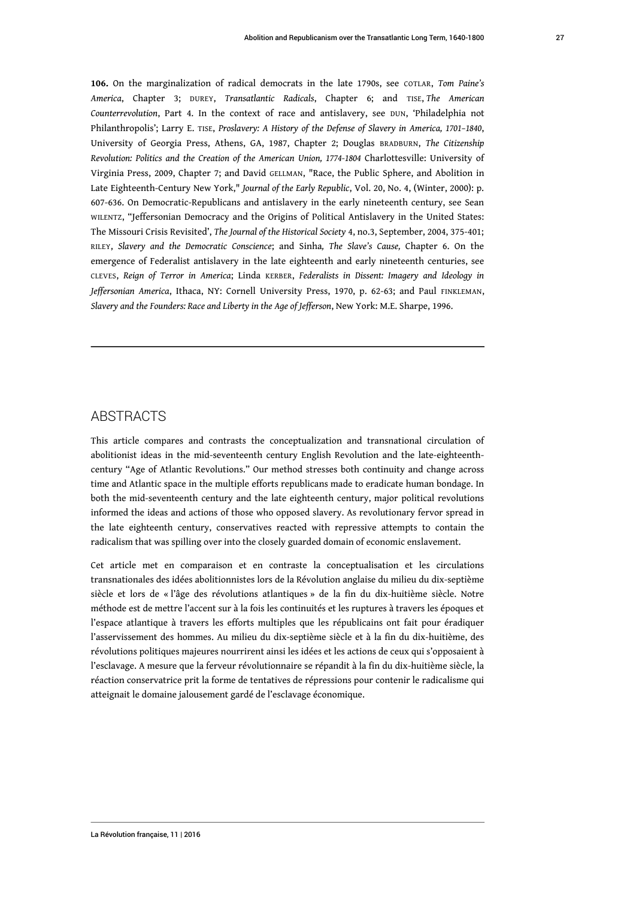**106.** On the marginalization of radical democrats in the late 1790s, see COTLAR, *Tom Paine's America*, Chapter 3; DUREY, *Transatlantic Radicals*, Chapter 6; and TISE, *The American Counterrevolution*, Part 4. In the context of race and antislavery, see DUN, 'Philadelphia not Philanthropolis'; Larry E. TISE, *Proslavery: A History of the Defense of Slavery in America, 1701–1840*, University of Georgia Press, Athens, GA, 1987, Chapter 2; Douglas BRADBURN, *The Citizenship Revolution: Politics and the Creation of the American Union, 1774-1804* Charlottesville: University of Virginia Press, 2009, Chapter 7; and David GELLMAN, "Race, the Public Sphere, and Abolition in Late Eighteenth-Century New York," *Journal of the Early Republic*, Vol. 20, No. 4, (Winter, 2000): p. 607-636. On Democratic-Republicans and antislavery in the early nineteenth century, see Sean WILENTZ, "Jeffersonian Democracy and the Origins of Political Antislavery in the United States: The Missouri Crisis Revisited', *The Journal of the Historical Society* 4, no.3, September, 2004, 375-401; RILEY, *Slavery and the Democratic Conscience*; and Sinha*, The Slave's Cause,* Chapter 6. On the emergence of Federalist antislavery in the late eighteenth and early nineteenth centuries, see CLEVES, *Reign of Terror in America*; Linda KERBER, *Federalists in Dissent: Imagery and Ideology in Jeffersonian America*, Ithaca, NY: Cornell University Press, 1970, p. 62-63; and Paul FINKLEMAN, *Slavery and the Founders: Race and Liberty in the Age of Jefferson*, New York: M.E. Sharpe, 1996.

## ABSTRACTS

This article compares and contrasts the conceptualization and transnational circulation of abolitionist ideas in the mid-seventeenth century English Revolution and the late-eighteenth-century "Age of Atlantic Revolutions." Our method stresses both continuity and change across time and Atlantic space in the multiple efforts republicans made to eradicate human bondage. In both the mid-seventeenth century and the late eighteenth century, major political revolutions informed the ideas and actions of those who opposed slavery. As revolutionary fervor spread in the late eighteenth century, conservatives reacted with repressive attempts to contain the radicalism that was spilling over into the closely guarded domain of economic enslavement.

Cet article met en comparaison et en contraste la conceptualisation et les circulations transnationales des idées abolitionnistes lors de la Révolution anglaise du milieu du dix-septième siècle et lors de « l'âge des révolutions atlantiques » de la fin du dix-huitième siècle. Notre méthode est de mettre l'accent sur à la fois les continuités et les ruptures à travers les époques et l'espace atlantique à travers les efforts multiples que les républicains ont fait pour éradiquer l'asservissement des hommes. Au milieu du dix-septième siècle et à la fin du dix-huitième, des révolutions politiques majeures nourrirent ainsi les idées et les actions de ceux qui s'opposaient à l'esclavage. A mesure que la ferveur révolutionnaire se répandit à la fin du dix-huitième siècle, la réaction conservatrice prit la forme de tentatives de répressions pour contenir le radicalisme qui atteignait le domaine jalousement gardé de l'esclavage économique.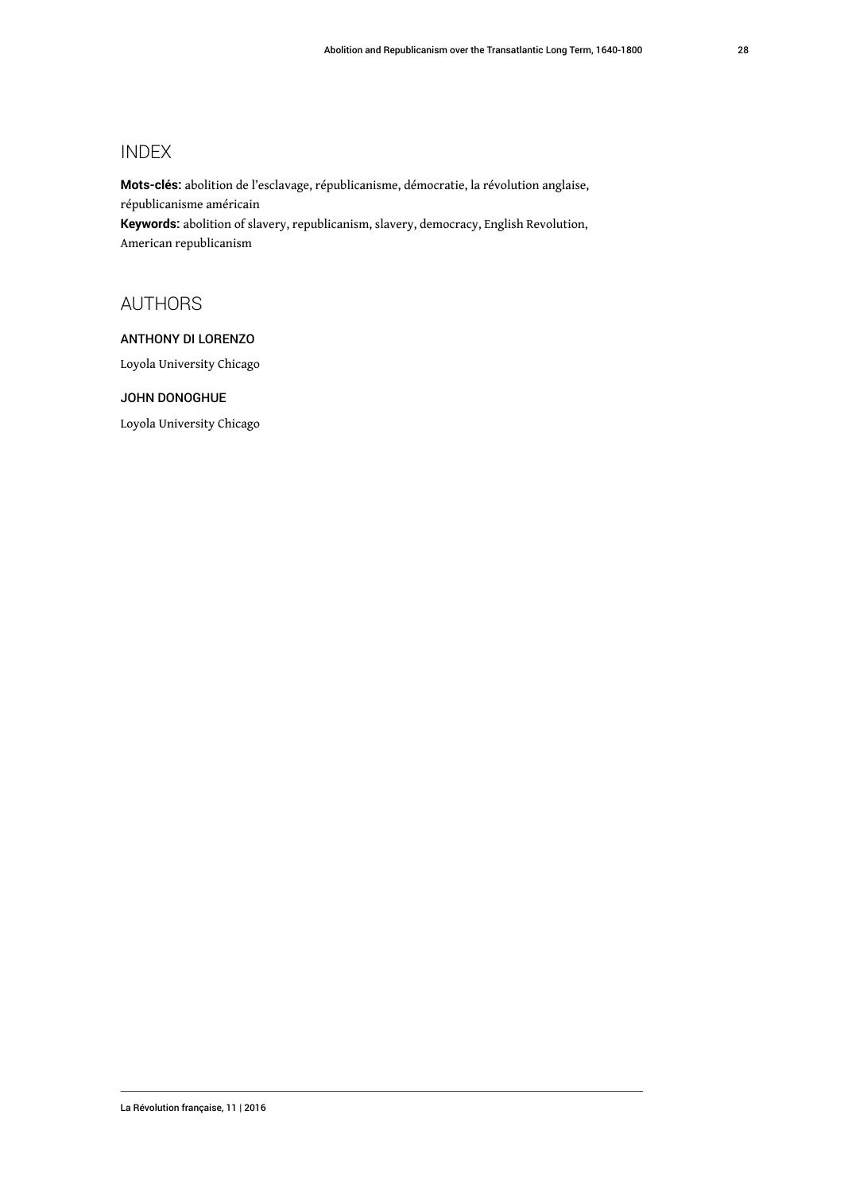## INDEX

**Mots-clés:** abolition de l'esclavage, républicanisme, démocratie, la révolution anglaise, républicanisme américain

**Keywords:** abolition of slavery, republicanism, slavery, democracy, English Revolution, American republicanism

## AUTHORS

### ANTHONY DI LORENZO

Loyola University Chicago

### JOHN DONOGHUE

Loyola University Chicago